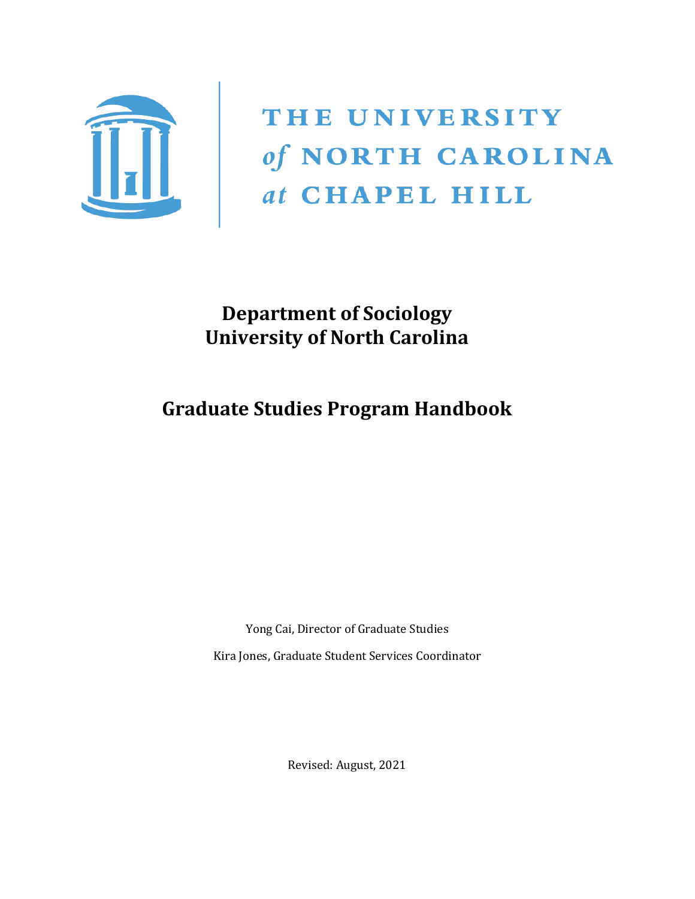THE UNIVERSITY *of* NORTH CAROLINA *at* CHAPEL HILL

# Department of Sociology
# University of North Carolina

# Graduate Studies Program Handbook

Yong Cai, Director of Graduate Studies

Kira Jones, Graduate Student Services Coordinator

Revised: August, 2021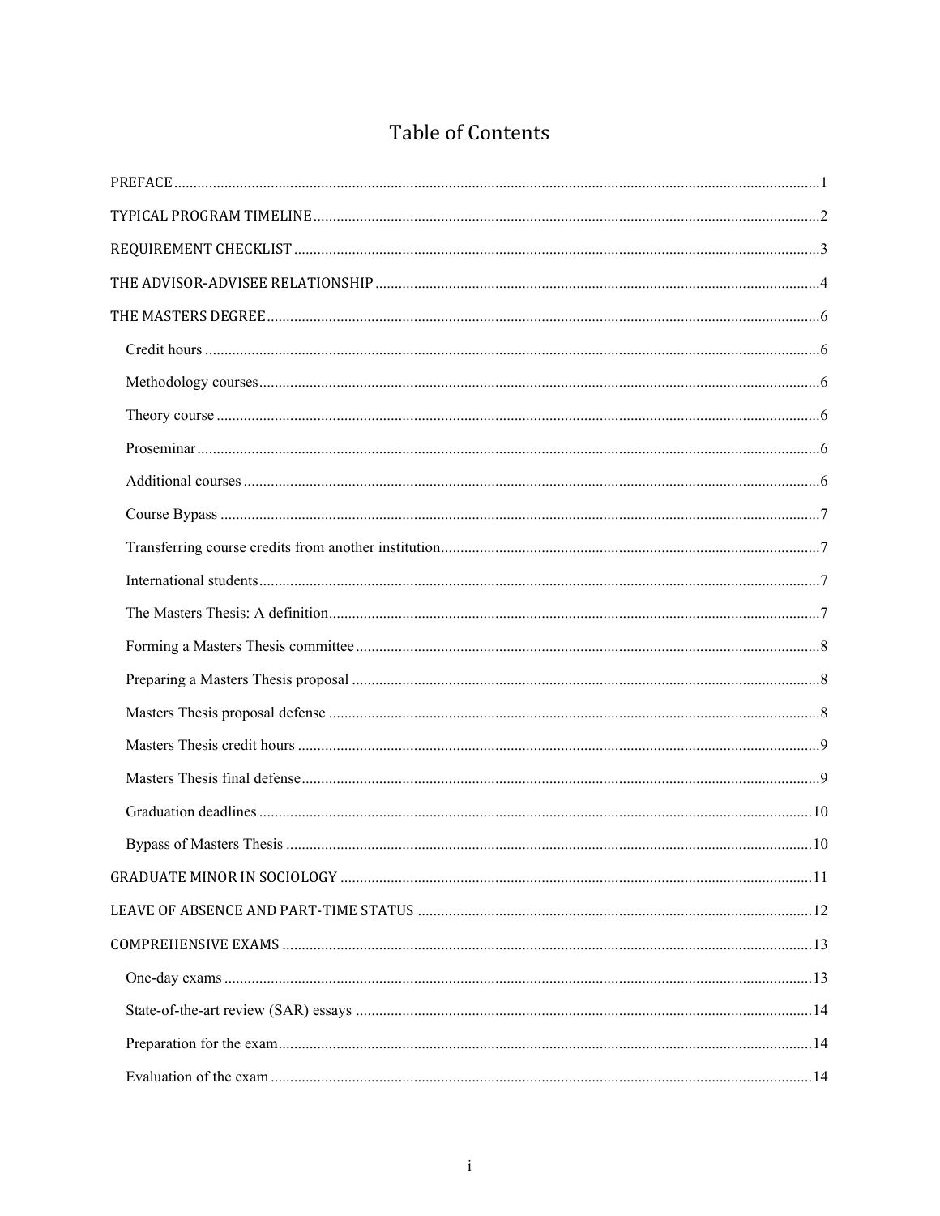# Table of Contents

PREFACE ... 1

TYPICAL PROGRAM TIMELINE ... 2

REQUIREMENT CHECKLIST ... 3

THE ADVISOR-ADVISEE RELATIONSHIP ... 4

THE MASTERS DEGREE ... 6

- Credit hours ... 6
- Methodology courses ... 6
- Theory course ... 6
- Proseminar ... 6
- Additional courses ... 6
- Course Bypass ... 7
- Transferring course credits from another institution ... 7
- International students ... 7
- The Masters Thesis: A definition ... 7
- Forming a Masters Thesis committee ... 8
- Preparing a Masters Thesis proposal ... 8
- Masters Thesis proposal defense ... 8
- Masters Thesis credit hours ... 9
- Masters Thesis final defense ... 9
- Graduation deadlines ... 10
- Bypass of Masters Thesis ... 10

GRADUATE MINOR IN SOCIOLOGY ... 11

LEAVE OF ABSENCE AND PART-TIME STATUS ... 12

COMPREHENSIVE EXAMS ... 13

- One-day exams ... 13
- State-of-the-art review (SAR) essays ... 14
- Preparation for the exam ... 14
- Evaluation of the exam ... 14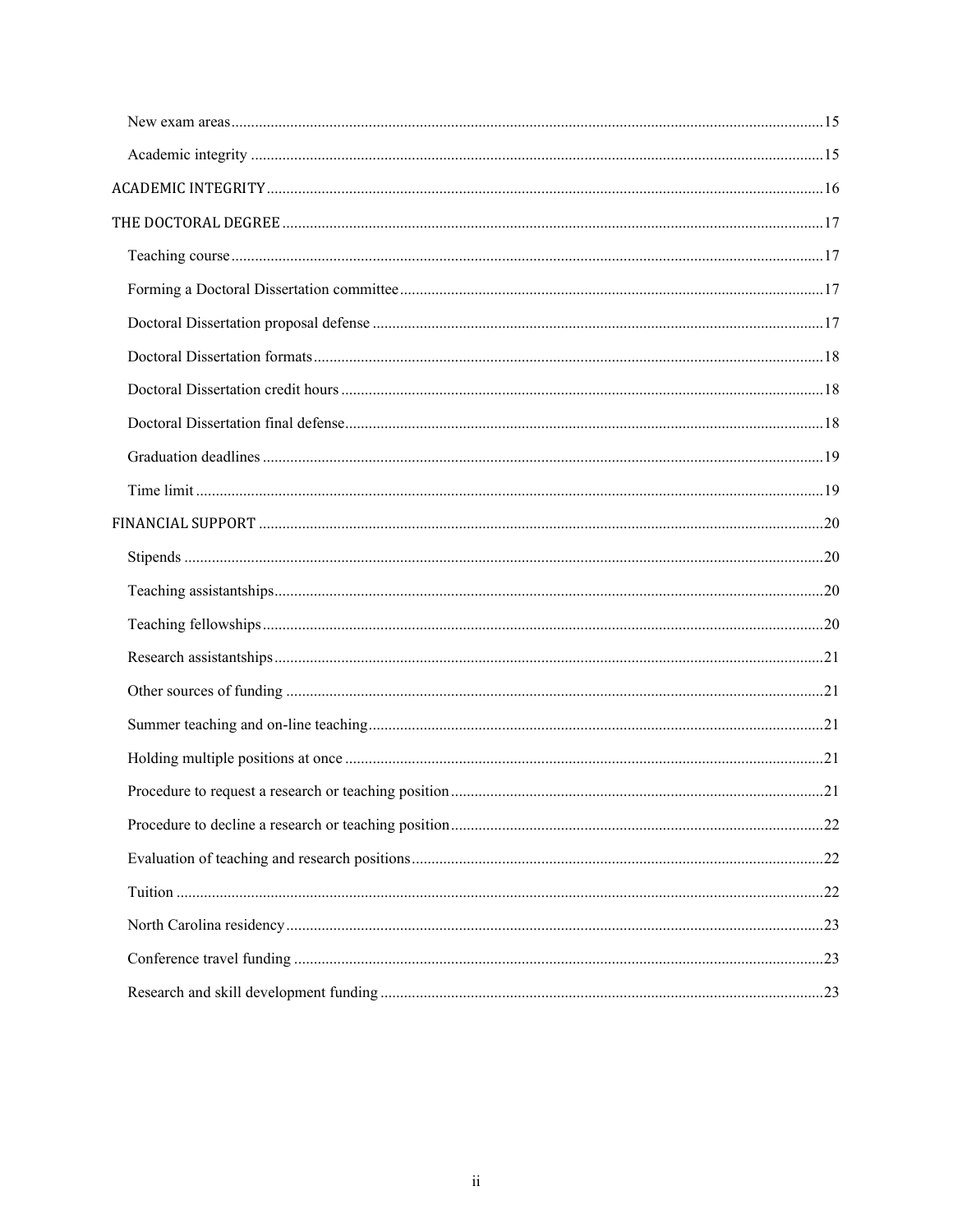- New exam areas ..... 15
- Academic integrity ..... 15

ACADEMIC INTEGRITY ..... 16

THE DOCTORAL DEGREE ..... 17

- Teaching course ..... 17
- Forming a Doctoral Dissertation committee ..... 17
- Doctoral Dissertation proposal defense ..... 17
- Doctoral Dissertation formats ..... 18
- Doctoral Dissertation credit hours ..... 18
- Doctoral Dissertation final defense ..... 18
- Graduation deadlines ..... 19
- Time limit ..... 19

FINANCIAL SUPPORT ..... 20

- Stipends ..... 20
- Teaching assistantships ..... 20
- Teaching fellowships ..... 20
- Research assistantships ..... 21
- Other sources of funding ..... 21
- Summer teaching and on-line teaching ..... 21
- Holding multiple positions at once ..... 21
- Procedure to request a research or teaching position ..... 21
- Procedure to decline a research or teaching position ..... 22
- Evaluation of teaching and research positions ..... 22
- Tuition ..... 22
- North Carolina residency ..... 23
- Conference travel funding ..... 23
- Research and skill development funding ..... 23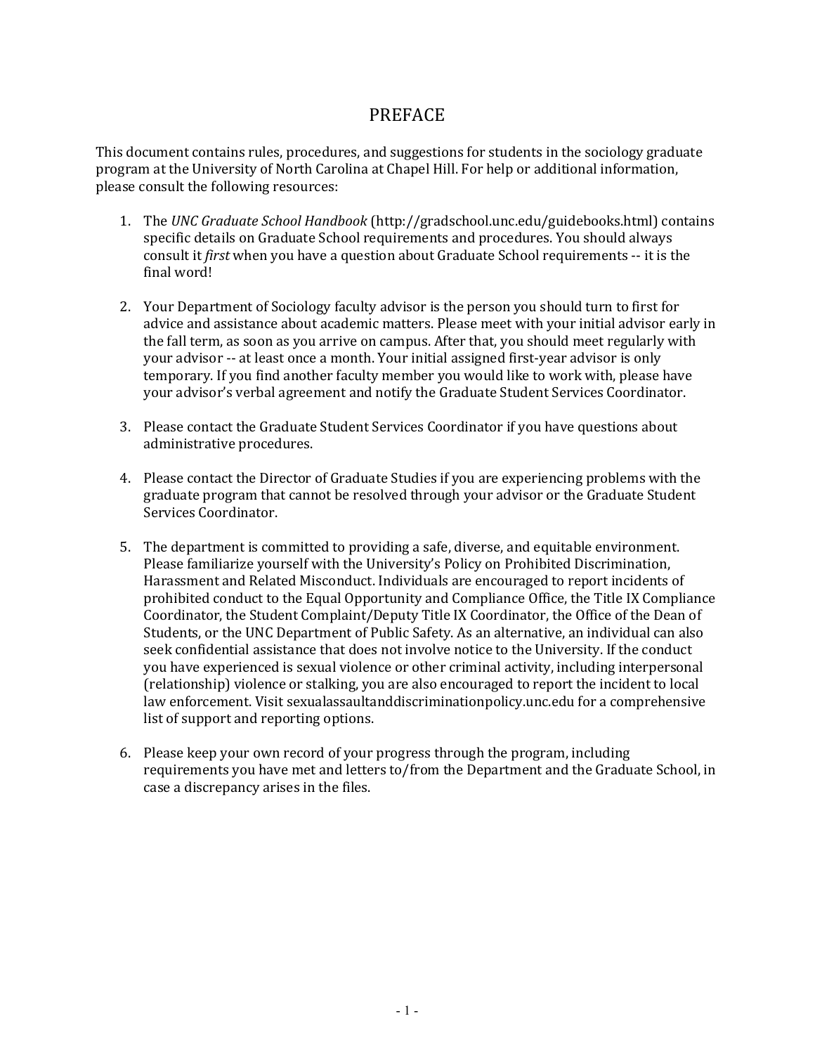# PREFACE

This document contains rules, procedures, and suggestions for students in the sociology graduate program at the University of North Carolina at Chapel Hill. For help or additional information, please consult the following resources:

1. The *UNC Graduate School Handbook* (http://gradschool.unc.edu/guidebooks.html) contains specific details on Graduate School requirements and procedures. You should always consult it *first* when you have a question about Graduate School requirements -- it is the final word!

2. Your Department of Sociology faculty advisor is the person you should turn to first for advice and assistance about academic matters. Please meet with your initial advisor early in the fall term, as soon as you arrive on campus. After that, you should meet regularly with your advisor -- at least once a month. Your initial assigned first-year advisor is only temporary. If you find another faculty member you would like to work with, please have your advisor's verbal agreement and notify the Graduate Student Services Coordinator.

3. Please contact the Graduate Student Services Coordinator if you have questions about administrative procedures.

4. Please contact the Director of Graduate Studies if you are experiencing problems with the graduate program that cannot be resolved through your advisor or the Graduate Student Services Coordinator.

5. The department is committed to providing a safe, diverse, and equitable environment. Please familiarize yourself with the University's Policy on Prohibited Discrimination, Harassment and Related Misconduct. Individuals are encouraged to report incidents of prohibited conduct to the Equal Opportunity and Compliance Office, the Title IX Compliance Coordinator, the Student Complaint/Deputy Title IX Coordinator, the Office of the Dean of Students, or the UNC Department of Public Safety. As an alternative, an individual can also seek confidential assistance that does not involve notice to the University. If the conduct you have experienced is sexual violence or other criminal activity, including interpersonal (relationship) violence or stalking, you are also encouraged to report the incident to local law enforcement. Visit sexualassaultanddiscriminationpolicy.unc.edu for a comprehensive list of support and reporting options.

6. Please keep your own record of your progress through the program, including requirements you have met and letters to/from the Department and the Graduate School, in case a discrepancy arises in the files.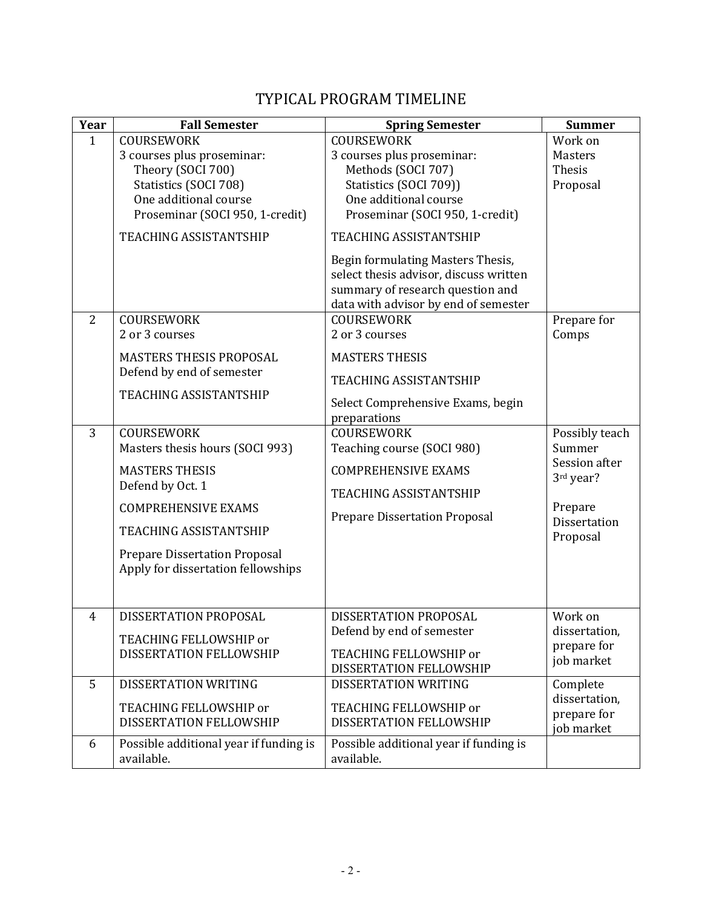# TYPICAL PROGRAM TIMELINE

| Year | Fall Semester | Spring Semester | Summer |
|---|---|---|---|
| 1 | COURSEWORK<br>3 courses plus proseminar:<br>Theory (SOCI 700)<br>Statistics (SOCI 708)<br>One additional course<br>Proseminar (SOCI 950, 1-credit)<br><br>TEACHING ASSISTANTSHIP | COURSEWORK<br>3 courses plus proseminar:<br>Methods (SOCI 707)<br>Statistics (SOCI 709))<br>One additional course<br>Proseminar (SOCI 950, 1-credit)<br><br>TEACHING ASSISTANTSHIP<br><br>Begin formulating Masters Thesis, select thesis advisor, discuss written summary of research question and data with advisor by end of semester | Work on Masters Thesis Proposal |
| 2 | COURSEWORK<br>2 or 3 courses<br><br>MASTERS THESIS PROPOSAL<br>Defend by end of semester<br><br>TEACHING ASSISTANTSHIP | COURSEWORK<br>2 or 3 courses<br><br>MASTERS THESIS<br><br>TEACHING ASSISTANTSHIP<br><br>Select Comprehensive Exams, begin preparations | Prepare for Comps |
| 3 | COURSEWORK<br>Masters thesis hours (SOCI 993)<br><br>MASTERS THESIS<br>Defend by Oct. 1<br><br>COMPREHENSIVE EXAMS<br><br>TEACHING ASSISTANTSHIP<br><br>Prepare Dissertation Proposal<br>Apply for dissertation fellowships | COURSEWORK<br>Teaching course (SOCI 980)<br><br>COMPREHENSIVE EXAMS<br><br>TEACHING ASSISTANTSHIP<br><br>Prepare Dissertation Proposal | Possibly teach Summer Session after 3rd year?<br><br>Prepare Dissertation Proposal |
| 4 | DISSERTATION PROPOSAL<br><br>TEACHING FELLOWSHIP or DISSERTATION FELLOWSHIP | DISSERTATION PROPOSAL<br>Defend by end of semester<br><br>TEACHING FELLOWSHIP or DISSERTATION FELLOWSHIP | Work on dissertation, prepare for job market |
| 5 | DISSERTATION WRITING<br><br>TEACHING FELLOWSHIP or DISSERTATION FELLOWSHIP | DISSERTATION WRITING<br><br>TEACHING FELLOWSHIP or DISSERTATION FELLOWSHIP | Complete dissertation, prepare for job market |
| 6 | Possible additional year if funding is available. | Possible additional year if funding is available. | |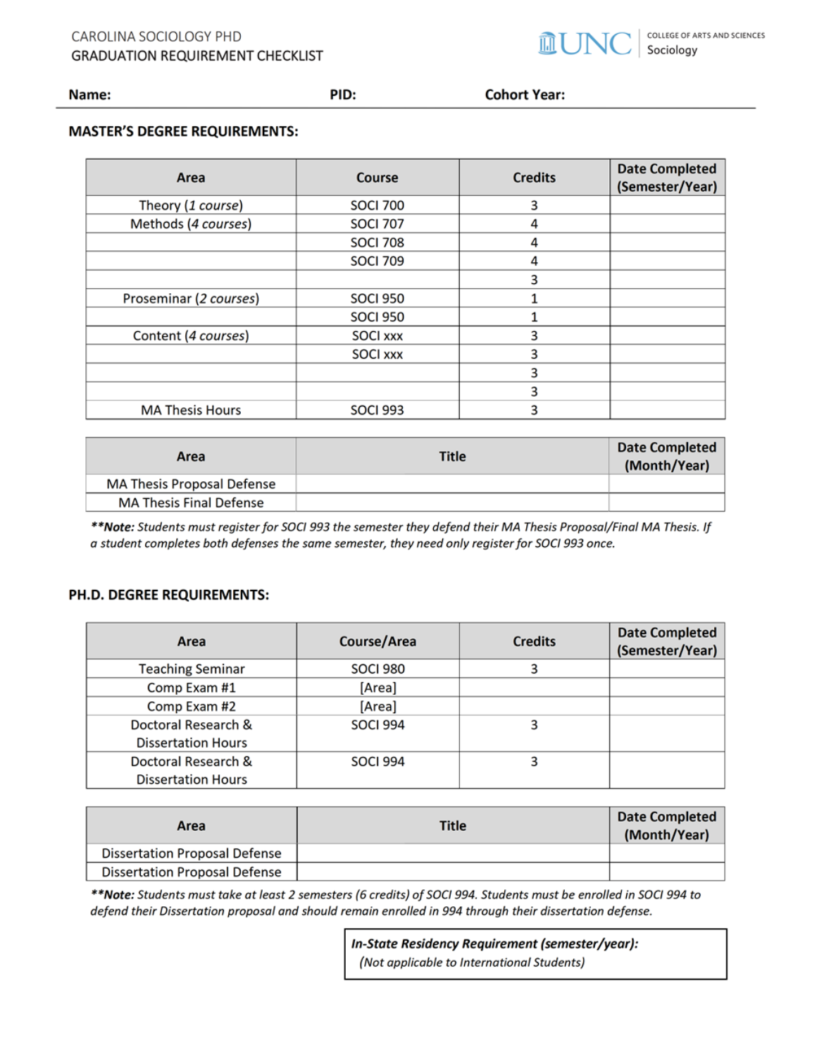CAROLINA SOCIOLOGY PHD
GRADUATION REQUIREMENT CHECKLIST

UNC | COLLEGE OF ARTS AND SCIENCES | Sociology

**Name:** **PID:** **Cohort Year:**

### MASTER'S DEGREE REQUIREMENTS:

| Area | Course | Credits | Date Completed (Semester/Year) |
|---|---|---|---|
| Theory (*1 course*) | SOCI 700 | 3 | |
| Methods (*4 courses*) | SOCI 707 | 4 | |
| | SOCI 708 | 4 | |
| | SOCI 709 | 4 | |
| | | 3 | |
| Proseminar (*2 courses*) | SOCI 950 | 1 | |
| | SOCI 950 | 1 | |
| Content (*4 courses*) | SOCI xxx | 3 | |
| | SOCI xxx | 3 | |
| | | 3 | |
| | | 3 | |
| MA Thesis Hours | SOCI 993 | 3 | |

| Area | Title | Date Completed (Month/Year) |
|---|---|---|
| MA Thesis Proposal Defense | | |
| MA Thesis Final Defense | | |

***\*\*Note:*** *Students must register for SOCI 993 the semester they defend their MA Thesis Proposal/Final MA Thesis. If a student completes both defenses the same semester, they need only register for SOCI 993 once.*

### PH.D. DEGREE REQUIREMENTS:

| Area | Course/Area | Credits | Date Completed (Semester/Year) |
|---|---|---|---|
| Teaching Seminar | SOCI 980 | 3 | |
| Comp Exam #1 | [Area] | | |
| Comp Exam #2 | [Area] | | |
| Doctoral Research & Dissertation Hours | SOCI 994 | 3 | |
| Doctoral Research & Dissertation Hours | SOCI 994 | 3 | |

| Area | Title | Date Completed (Month/Year) |
|---|---|---|
| Dissertation Proposal Defense | | |
| Dissertation Proposal Defense | | |

***\*\*Note:*** *Students must take at least 2 semesters (6 credits) of SOCI 994. Students must be enrolled in SOCI 994 to defend their Dissertation proposal and should remain enrolled in 994 through their dissertation defense.*

***In-State Residency Requirement (semester/year):***
*(Not applicable to International Students)*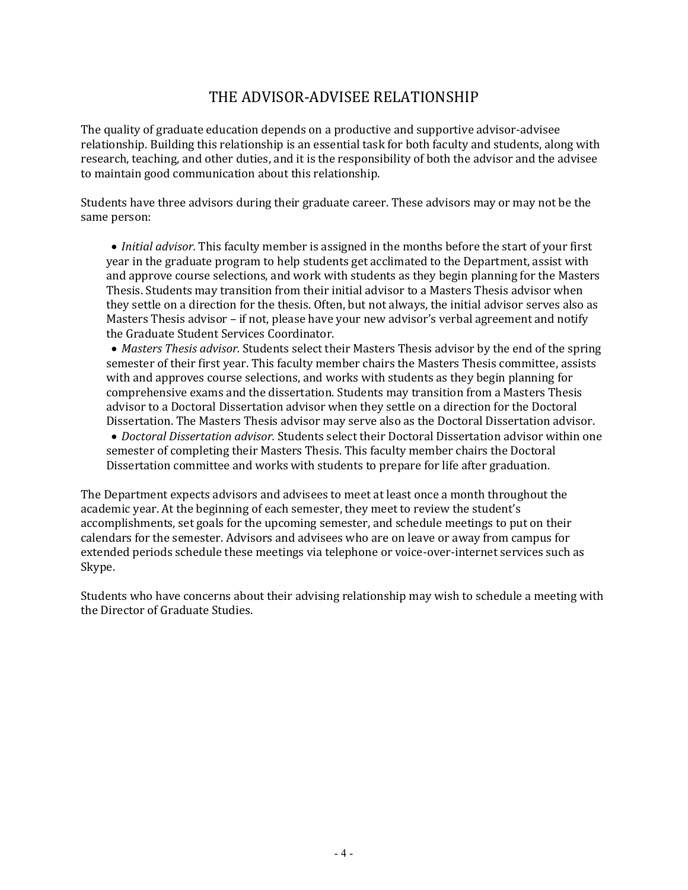# THE ADVISOR-ADVISEE RELATIONSHIP

The quality of graduate education depends on a productive and supportive advisor-advisee relationship. Building this relationship is an essential task for both faculty and students, along with research, teaching, and other duties, and it is the responsibility of both the advisor and the advisee to maintain good communication about this relationship.

Students have three advisors during their graduate career. These advisors may or may not be the same person:

- *Initial advisor.* This faculty member is assigned in the months before the start of your first year in the graduate program to help students get acclimated to the Department, assist with and approve course selections, and work with students as they begin planning for the Masters Thesis. Students may transition from their initial advisor to a Masters Thesis advisor when they settle on a direction for the thesis. Often, but not always, the initial advisor serves also as Masters Thesis advisor – if not, please have your new advisor's verbal agreement and notify the Graduate Student Services Coordinator.
- *Masters Thesis advisor.* Students select their Masters Thesis advisor by the end of the spring semester of their first year. This faculty member chairs the Masters Thesis committee, assists with and approves course selections, and works with students as they begin planning for comprehensive exams and the dissertation. Students may transition from a Masters Thesis advisor to a Doctoral Dissertation advisor when they settle on a direction for the Doctoral Dissertation. The Masters Thesis advisor may serve also as the Doctoral Dissertation advisor.
- *Doctoral Dissertation advisor.* Students select their Doctoral Dissertation advisor within one semester of completing their Masters Thesis. This faculty member chairs the Doctoral Dissertation committee and works with students to prepare for life after graduation.

The Department expects advisors and advisees to meet at least once a month throughout the academic year. At the beginning of each semester, they meet to review the student's accomplishments, set goals for the upcoming semester, and schedule meetings to put on their calendars for the semester. Advisors and advisees who are on leave or away from campus for extended periods schedule these meetings via telephone or voice-over-internet services such as Skype.

Students who have concerns about their advising relationship may wish to schedule a meeting with the Director of Graduate Studies.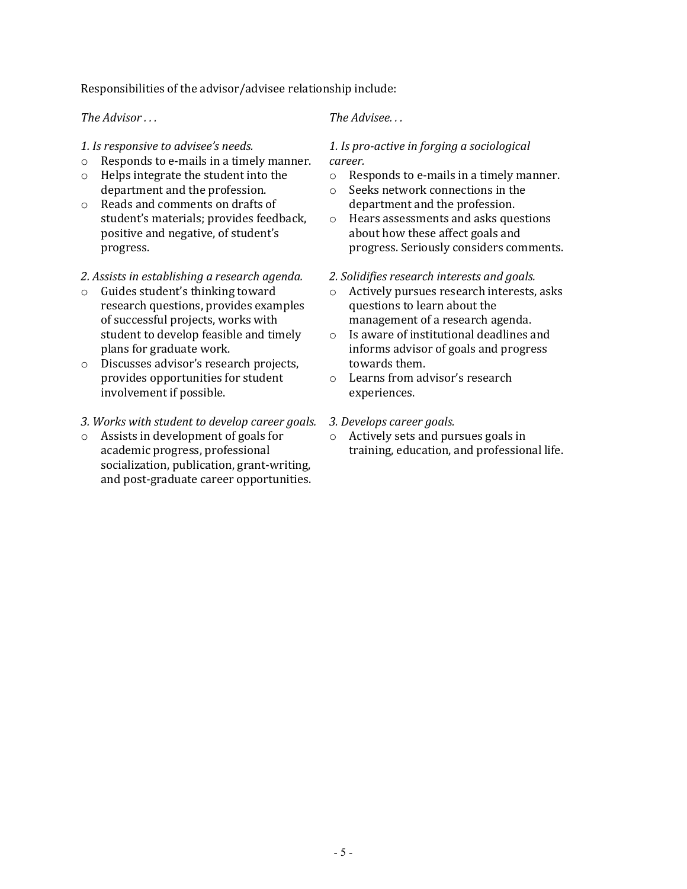Responsibilities of the advisor/advisee relationship include:

*The Advisor . . .*

*1. Is responsive to advisee's needs.*

- Responds to e-mails in a timely manner.
- Helps integrate the student into the department and the profession.
- Reads and comments on drafts of student's materials; provides feedback, positive and negative, of student's progress.

*2. Assists in establishing a research agenda.*

- Guides student's thinking toward research questions, provides examples of successful projects, works with student to develop feasible and timely plans for graduate work.
- Discusses advisor's research projects, provides opportunities for student involvement if possible.

*3. Works with student to develop career goals.*

- Assists in development of goals for academic progress, professional socialization, publication, grant-writing, and post-graduate career opportunities.

*The Advisee. . .*

*1. Is pro-active in forging a sociological career.*

- Responds to e-mails in a timely manner.
- Seeks network connections in the department and the profession.
- Hears assessments and asks questions about how these affect goals and progress. Seriously considers comments.

*2. Solidifies research interests and goals.*

- Actively pursues research interests, asks questions to learn about the management of a research agenda.
- Is aware of institutional deadlines and informs advisor of goals and progress towards them.
- Learns from advisor's research experiences.

*3. Develops career goals.*

- Actively sets and pursues goals in training, education, and professional life.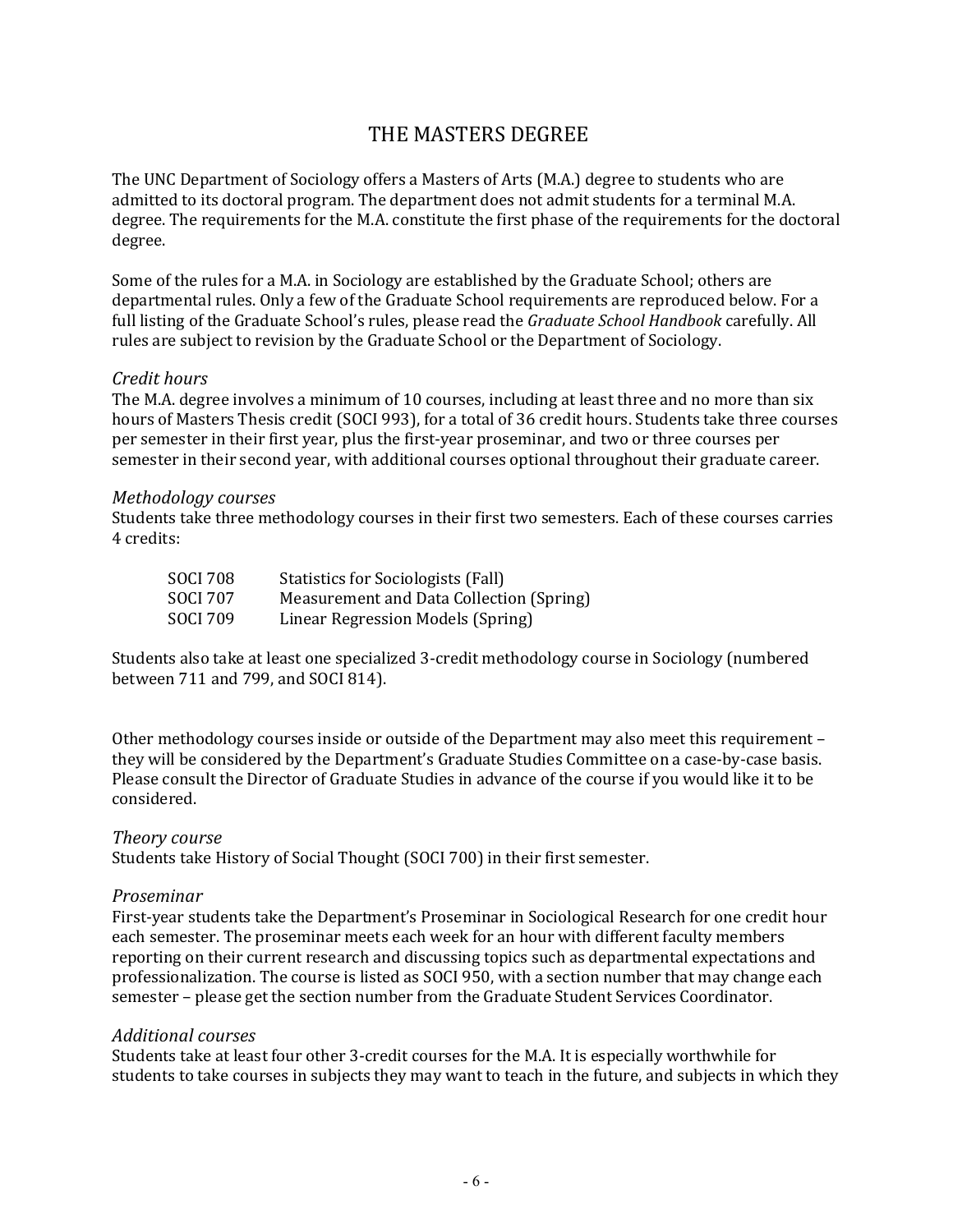# THE MASTERS DEGREE

The UNC Department of Sociology offers a Masters of Arts (M.A.) degree to students who are admitted to its doctoral program. The department does not admit students for a terminal M.A. degree. The requirements for the M.A. constitute the first phase of the requirements for the doctoral degree.

Some of the rules for a M.A. in Sociology are established by the Graduate School; others are departmental rules. Only a few of the Graduate School requirements are reproduced below. For a full listing of the Graduate School's rules, please read the *Graduate School Handbook* carefully. All rules are subject to revision by the Graduate School or the Department of Sociology.

*Credit hours*

The M.A. degree involves a minimum of 10 courses, including at least three and no more than six hours of Masters Thesis credit (SOCI 993), for a total of 36 credit hours. Students take three courses per semester in their first year, plus the first-year proseminar, and two or three courses per semester in their second year, with additional courses optional throughout their graduate career.

*Methodology courses*

Students take three methodology courses in their first two semesters. Each of these courses carries 4 credits:

| | |
|---|---|
| SOCI 708 | Statistics for Sociologists (Fall) |
| SOCI 707 | Measurement and Data Collection (Spring) |
| SOCI 709 | Linear Regression Models (Spring) |

Students also take at least one specialized 3-credit methodology course in Sociology (numbered between 711 and 799, and SOCI 814).

Other methodology courses inside or outside of the Department may also meet this requirement – they will be considered by the Department's Graduate Studies Committee on a case-by-case basis. Please consult the Director of Graduate Studies in advance of the course if you would like it to be considered.

*Theory course*

Students take History of Social Thought (SOCI 700) in their first semester.

*Proseminar*

First-year students take the Department's Proseminar in Sociological Research for one credit hour each semester. The proseminar meets each week for an hour with different faculty members reporting on their current research and discussing topics such as departmental expectations and professionalization. The course is listed as SOCI 950, with a section number that may change each semester – please get the section number from the Graduate Student Services Coordinator.

*Additional courses*

Students take at least four other 3-credit courses for the M.A. It is especially worthwhile for students to take courses in subjects they may want to teach in the future, and subjects in which they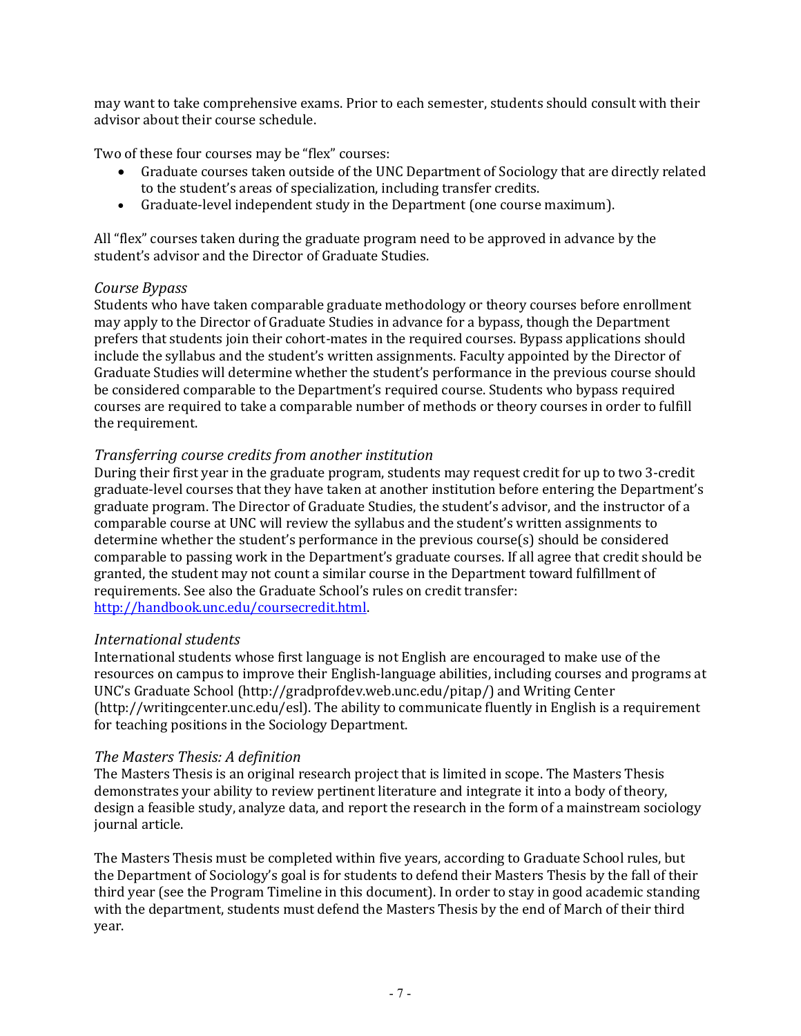may want to take comprehensive exams. Prior to each semester, students should consult with their advisor about their course schedule.

Two of these four courses may be "flex" courses:

- Graduate courses taken outside of the UNC Department of Sociology that are directly related to the student's areas of specialization, including transfer credits.
- Graduate-level independent study in the Department (one course maximum).

All "flex" courses taken during the graduate program need to be approved in advance by the student's advisor and the Director of Graduate Studies.

*Course Bypass*

Students who have taken comparable graduate methodology or theory courses before enrollment may apply to the Director of Graduate Studies in advance for a bypass, though the Department prefers that students join their cohort-mates in the required courses. Bypass applications should include the syllabus and the student's written assignments. Faculty appointed by the Director of Graduate Studies will determine whether the student's performance in the previous course should be considered comparable to the Department's required course. Students who bypass required courses are required to take a comparable number of methods or theory courses in order to fulfill the requirement.

*Transferring course credits from another institution*

During their first year in the graduate program, students may request credit for up to two 3-credit graduate-level courses that they have taken at another institution before entering the Department's graduate program. The Director of Graduate Studies, the student's advisor, and the instructor of a comparable course at UNC will review the syllabus and the student's written assignments to determine whether the student's performance in the previous course(s) should be considered comparable to passing work in the Department's graduate courses. If all agree that credit should be granted, the student may not count a similar course in the Department toward fulfillment of requirements. See also the Graduate School's rules on credit transfer: [http://handbook.unc.edu/coursecredit.html](http://handbook.unc.edu/coursecredit.html).

*International students*

International students whose first language is not English are encouraged to make use of the resources on campus to improve their English-language abilities, including courses and programs at UNC's Graduate School (http://gradprofdev.web.unc.edu/pitap/) and Writing Center (http://writingcenter.unc.edu/esl). The ability to communicate fluently in English is a requirement for teaching positions in the Sociology Department.

*The Masters Thesis: A definition*

The Masters Thesis is an original research project that is limited in scope. The Masters Thesis demonstrates your ability to review pertinent literature and integrate it into a body of theory, design a feasible study, analyze data, and report the research in the form of a mainstream sociology journal article.

The Masters Thesis must be completed within five years, according to Graduate School rules, but the Department of Sociology's goal is for students to defend their Masters Thesis by the fall of their third year (see the Program Timeline in this document). In order to stay in good academic standing with the department, students must defend the Masters Thesis by the end of March of their third year.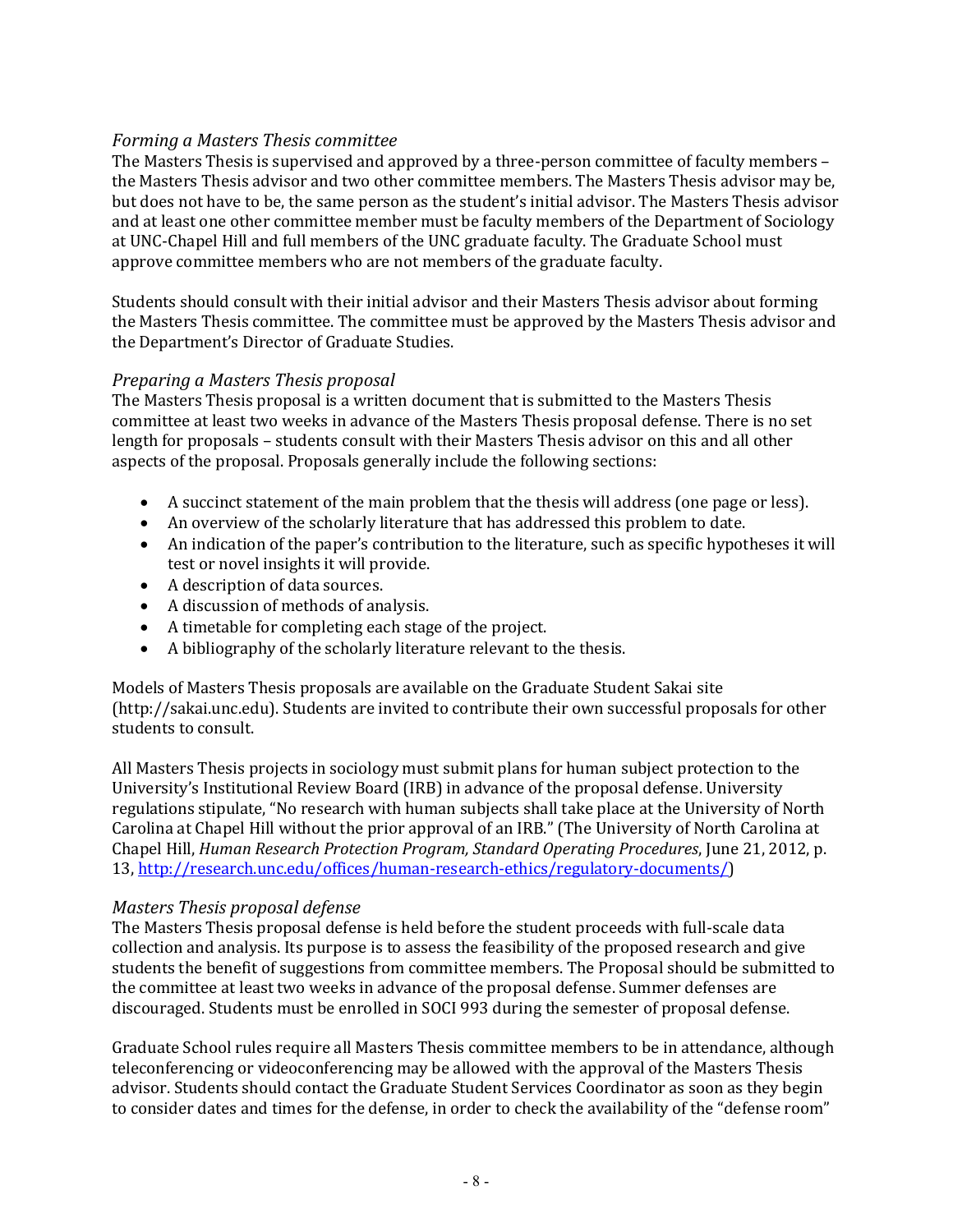### *Forming a Masters Thesis committee*

The Masters Thesis is supervised and approved by a three-person committee of faculty members – the Masters Thesis advisor and two other committee members. The Masters Thesis advisor may be, but does not have to be, the same person as the student's initial advisor. The Masters Thesis advisor and at least one other committee member must be faculty members of the Department of Sociology at UNC-Chapel Hill and full members of the UNC graduate faculty. The Graduate School must approve committee members who are not members of the graduate faculty.

Students should consult with their initial advisor and their Masters Thesis advisor about forming the Masters Thesis committee. The committee must be approved by the Masters Thesis advisor and the Department's Director of Graduate Studies.

### *Preparing a Masters Thesis proposal*

The Masters Thesis proposal is a written document that is submitted to the Masters Thesis committee at least two weeks in advance of the Masters Thesis proposal defense. There is no set length for proposals – students consult with their Masters Thesis advisor on this and all other aspects of the proposal. Proposals generally include the following sections:

- A succinct statement of the main problem that the thesis will address (one page or less).
- An overview of the scholarly literature that has addressed this problem to date.
- An indication of the paper's contribution to the literature, such as specific hypotheses it will test or novel insights it will provide.
- A description of data sources.
- A discussion of methods of analysis.
- A timetable for completing each stage of the project.
- A bibliography of the scholarly literature relevant to the thesis.

Models of Masters Thesis proposals are available on the Graduate Student Sakai site (http://sakai.unc.edu). Students are invited to contribute their own successful proposals for other students to consult.

All Masters Thesis projects in sociology must submit plans for human subject protection to the University's Institutional Review Board (IRB) in advance of the proposal defense. University regulations stipulate, "No research with human subjects shall take place at the University of North Carolina at Chapel Hill without the prior approval of an IRB." (The University of North Carolina at Chapel Hill, *Human Research Protection Program, Standard Operating Procedures*, June 21, 2012, p. 13, http://research.unc.edu/offices/human-research-ethics/regulatory-documents/)

### *Masters Thesis proposal defense*

The Masters Thesis proposal defense is held before the student proceeds with full-scale data collection and analysis. Its purpose is to assess the feasibility of the proposed research and give students the benefit of suggestions from committee members. The Proposal should be submitted to the committee at least two weeks in advance of the proposal defense. Summer defenses are discouraged. Students must be enrolled in SOCI 993 during the semester of proposal defense.

Graduate School rules require all Masters Thesis committee members to be in attendance, although teleconferencing or videoconferencing may be allowed with the approval of the Masters Thesis advisor. Students should contact the Graduate Student Services Coordinator as soon as they begin to consider dates and times for the defense, in order to check the availability of the "defense room"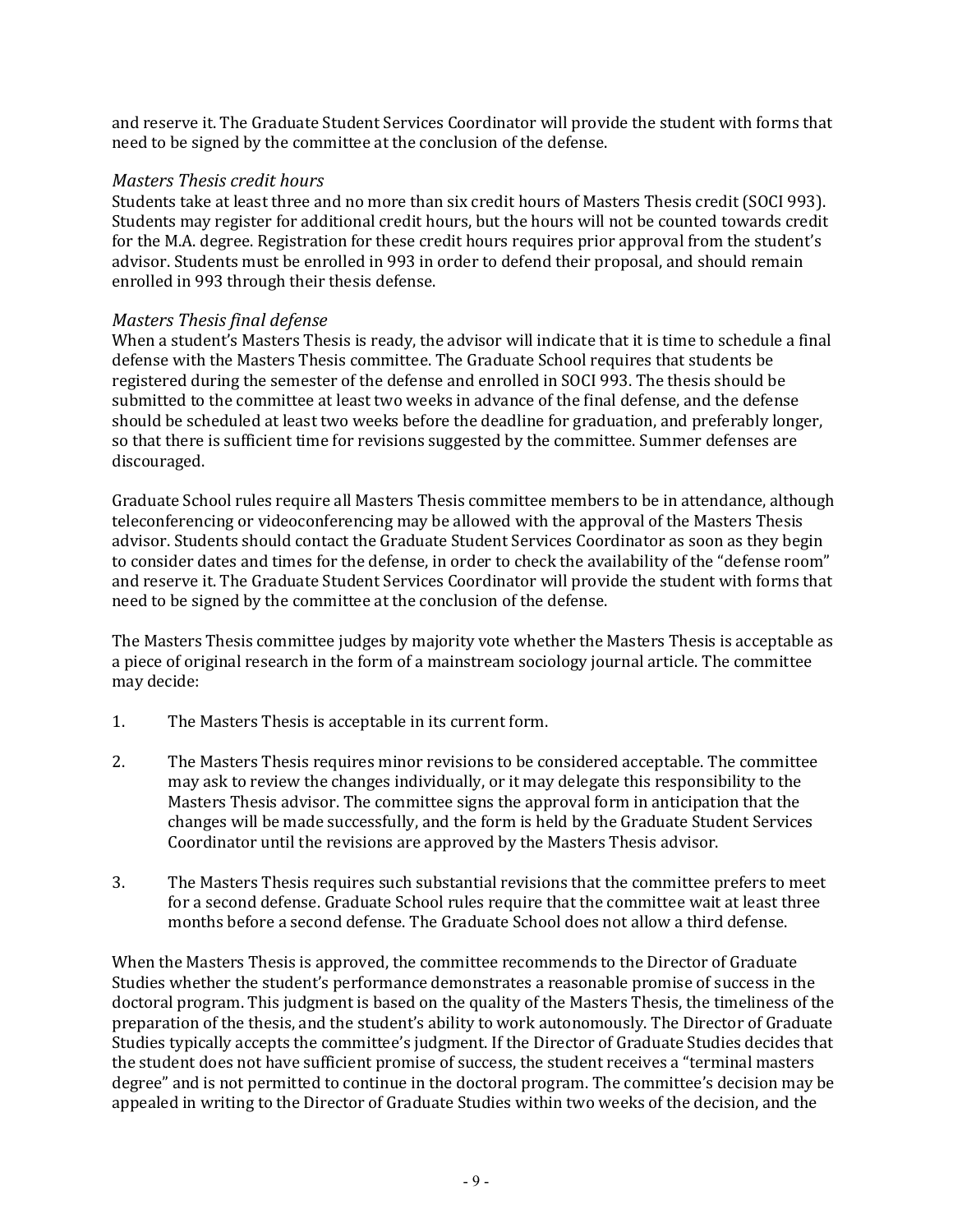and reserve it. The Graduate Student Services Coordinator will provide the student with forms that need to be signed by the committee at the conclusion of the defense.

### *Masters Thesis credit hours*

Students take at least three and no more than six credit hours of Masters Thesis credit (SOCI 993). Students may register for additional credit hours, but the hours will not be counted towards credit for the M.A. degree. Registration for these credit hours requires prior approval from the student's advisor. Students must be enrolled in 993 in order to defend their proposal, and should remain enrolled in 993 through their thesis defense.

### *Masters Thesis final defense*

When a student's Masters Thesis is ready, the advisor will indicate that it is time to schedule a final defense with the Masters Thesis committee. The Graduate School requires that students be registered during the semester of the defense and enrolled in SOCI 993. The thesis should be submitted to the committee at least two weeks in advance of the final defense, and the defense should be scheduled at least two weeks before the deadline for graduation, and preferably longer, so that there is sufficient time for revisions suggested by the committee. Summer defenses are discouraged.

Graduate School rules require all Masters Thesis committee members to be in attendance, although teleconferencing or videoconferencing may be allowed with the approval of the Masters Thesis advisor. Students should contact the Graduate Student Services Coordinator as soon as they begin to consider dates and times for the defense, in order to check the availability of the "defense room" and reserve it. The Graduate Student Services Coordinator will provide the student with forms that need to be signed by the committee at the conclusion of the defense.

The Masters Thesis committee judges by majority vote whether the Masters Thesis is acceptable as a piece of original research in the form of a mainstream sociology journal article. The committee may decide:

1. The Masters Thesis is acceptable in its current form.

2. The Masters Thesis requires minor revisions to be considered acceptable. The committee may ask to review the changes individually, or it may delegate this responsibility to the Masters Thesis advisor. The committee signs the approval form in anticipation that the changes will be made successfully, and the form is held by the Graduate Student Services Coordinator until the revisions are approved by the Masters Thesis advisor.

3. The Masters Thesis requires such substantial revisions that the committee prefers to meet for a second defense. Graduate School rules require that the committee wait at least three months before a second defense. The Graduate School does not allow a third defense.

When the Masters Thesis is approved, the committee recommends to the Director of Graduate Studies whether the student's performance demonstrates a reasonable promise of success in the doctoral program. This judgment is based on the quality of the Masters Thesis, the timeliness of the preparation of the thesis, and the student's ability to work autonomously. The Director of Graduate Studies typically accepts the committee's judgment. If the Director of Graduate Studies decides that the student does not have sufficient promise of success, the student receives a "terminal masters degree" and is not permitted to continue in the doctoral program. The committee's decision may be appealed in writing to the Director of Graduate Studies within two weeks of the decision, and the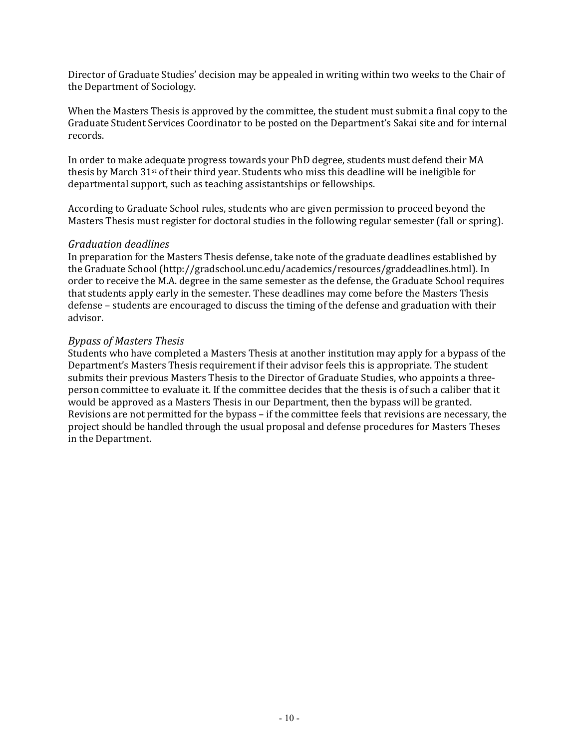Director of Graduate Studies' decision may be appealed in writing within two weeks to the Chair of the Department of Sociology.

When the Masters Thesis is approved by the committee, the student must submit a final copy to the Graduate Student Services Coordinator to be posted on the Department's Sakai site and for internal records.

In order to make adequate progress towards your PhD degree, students must defend their MA thesis by March 31st of their third year. Students who miss this deadline will be ineligible for departmental support, such as teaching assistantships or fellowships.

According to Graduate School rules, students who are given permission to proceed beyond the Masters Thesis must register for doctoral studies in the following regular semester (fall or spring).

*Graduation deadlines*

In preparation for the Masters Thesis defense, take note of the graduate deadlines established by the Graduate School (http://gradschool.unc.edu/academics/resources/graddeadlines.html). In order to receive the M.A. degree in the same semester as the defense, the Graduate School requires that students apply early in the semester. These deadlines may come before the Masters Thesis defense – students are encouraged to discuss the timing of the defense and graduation with their advisor.

*Bypass of Masters Thesis*

Students who have completed a Masters Thesis at another institution may apply for a bypass of the Department's Masters Thesis requirement if their advisor feels this is appropriate. The student submits their previous Masters Thesis to the Director of Graduate Studies, who appoints a three-person committee to evaluate it. If the committee decides that the thesis is of such a caliber that it would be approved as a Masters Thesis in our Department, then the bypass will be granted. Revisions are not permitted for the bypass – if the committee feels that revisions are necessary, the project should be handled through the usual proposal and defense procedures for Masters Theses in the Department.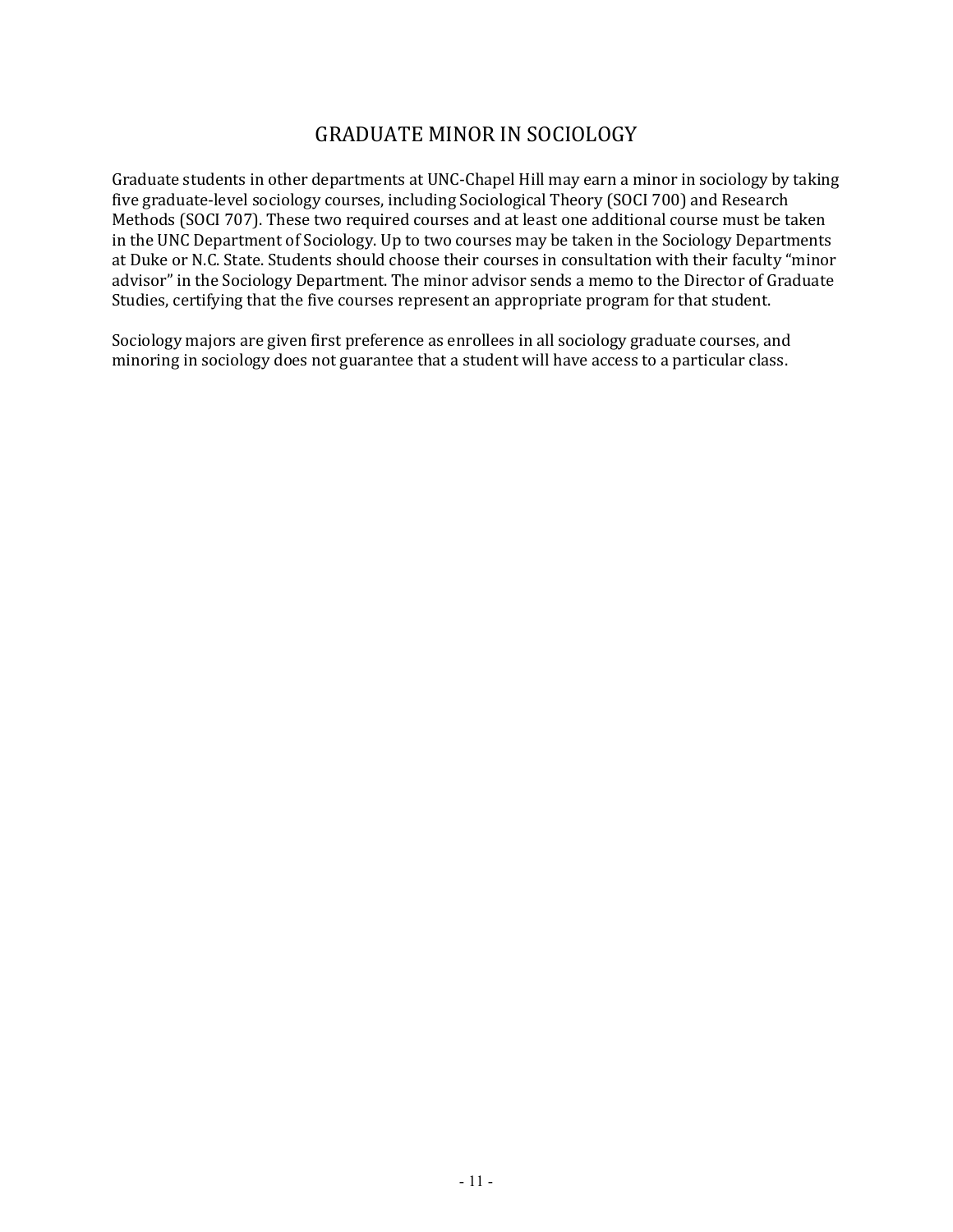# GRADUATE MINOR IN SOCIOLOGY

Graduate students in other departments at UNC-Chapel Hill may earn a minor in sociology by taking five graduate-level sociology courses, including Sociological Theory (SOCI 700) and Research Methods (SOCI 707). These two required courses and at least one additional course must be taken in the UNC Department of Sociology. Up to two courses may be taken in the Sociology Departments at Duke or N.C. State. Students should choose their courses in consultation with their faculty "minor advisor" in the Sociology Department. The minor advisor sends a memo to the Director of Graduate Studies, certifying that the five courses represent an appropriate program for that student.

Sociology majors are given first preference as enrollees in all sociology graduate courses, and minoring in sociology does not guarantee that a student will have access to a particular class.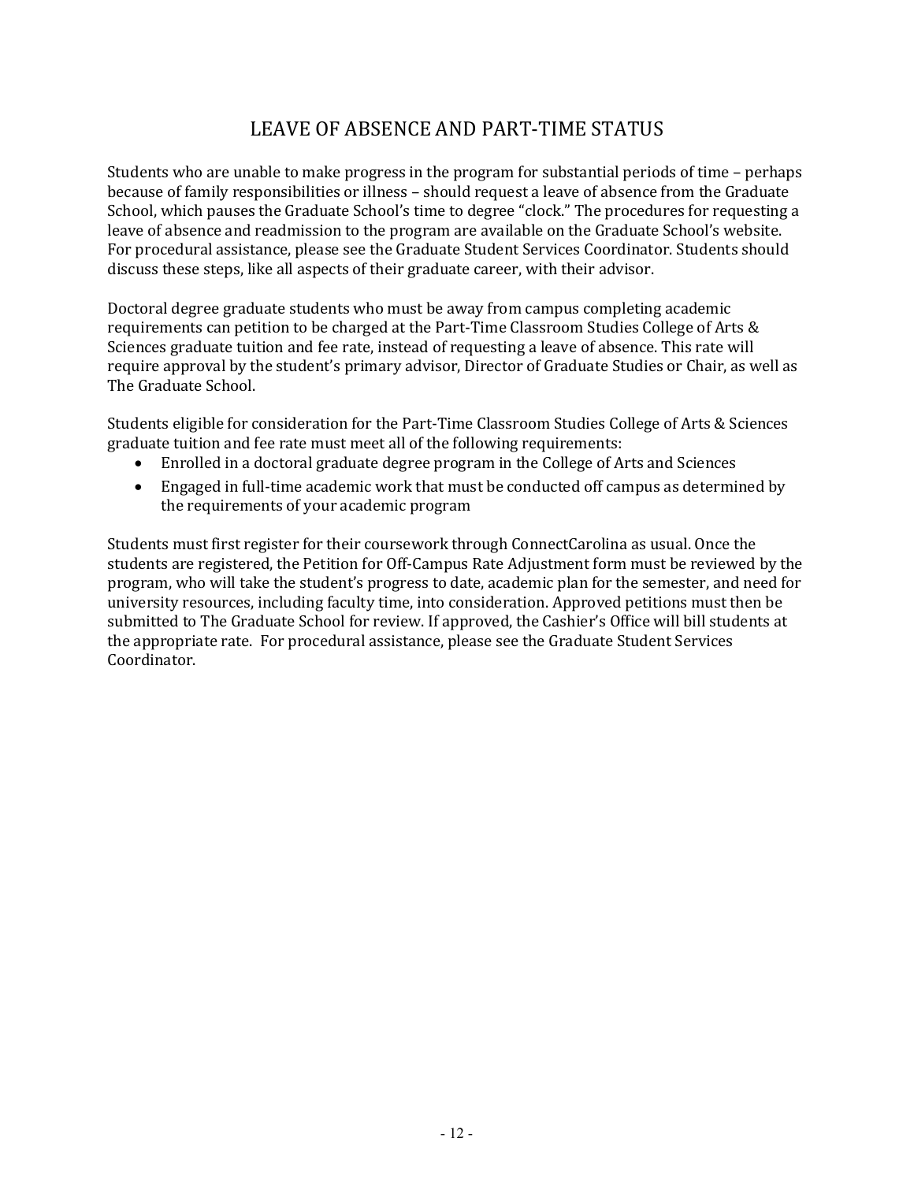# LEAVE OF ABSENCE AND PART-TIME STATUS

Students who are unable to make progress in the program for substantial periods of time – perhaps because of family responsibilities or illness – should request a leave of absence from the Graduate School, which pauses the Graduate School's time to degree "clock." The procedures for requesting a leave of absence and readmission to the program are available on the Graduate School's website. For procedural assistance, please see the Graduate Student Services Coordinator. Students should discuss these steps, like all aspects of their graduate career, with their advisor.

Doctoral degree graduate students who must be away from campus completing academic requirements can petition to be charged at the Part-Time Classroom Studies College of Arts & Sciences graduate tuition and fee rate, instead of requesting a leave of absence. This rate will require approval by the student's primary advisor, Director of Graduate Studies or Chair, as well as The Graduate School.

Students eligible for consideration for the Part-Time Classroom Studies College of Arts & Sciences graduate tuition and fee rate must meet all of the following requirements:

- Enrolled in a doctoral graduate degree program in the College of Arts and Sciences
- Engaged in full-time academic work that must be conducted off campus as determined by the requirements of your academic program

Students must first register for their coursework through ConnectCarolina as usual. Once the students are registered, the Petition for Off-Campus Rate Adjustment form must be reviewed by the program, who will take the student's progress to date, academic plan for the semester, and need for university resources, including faculty time, into consideration. Approved petitions must then be submitted to The Graduate School for review. If approved, the Cashier's Office will bill students at the appropriate rate. For procedural assistance, please see the Graduate Student Services Coordinator.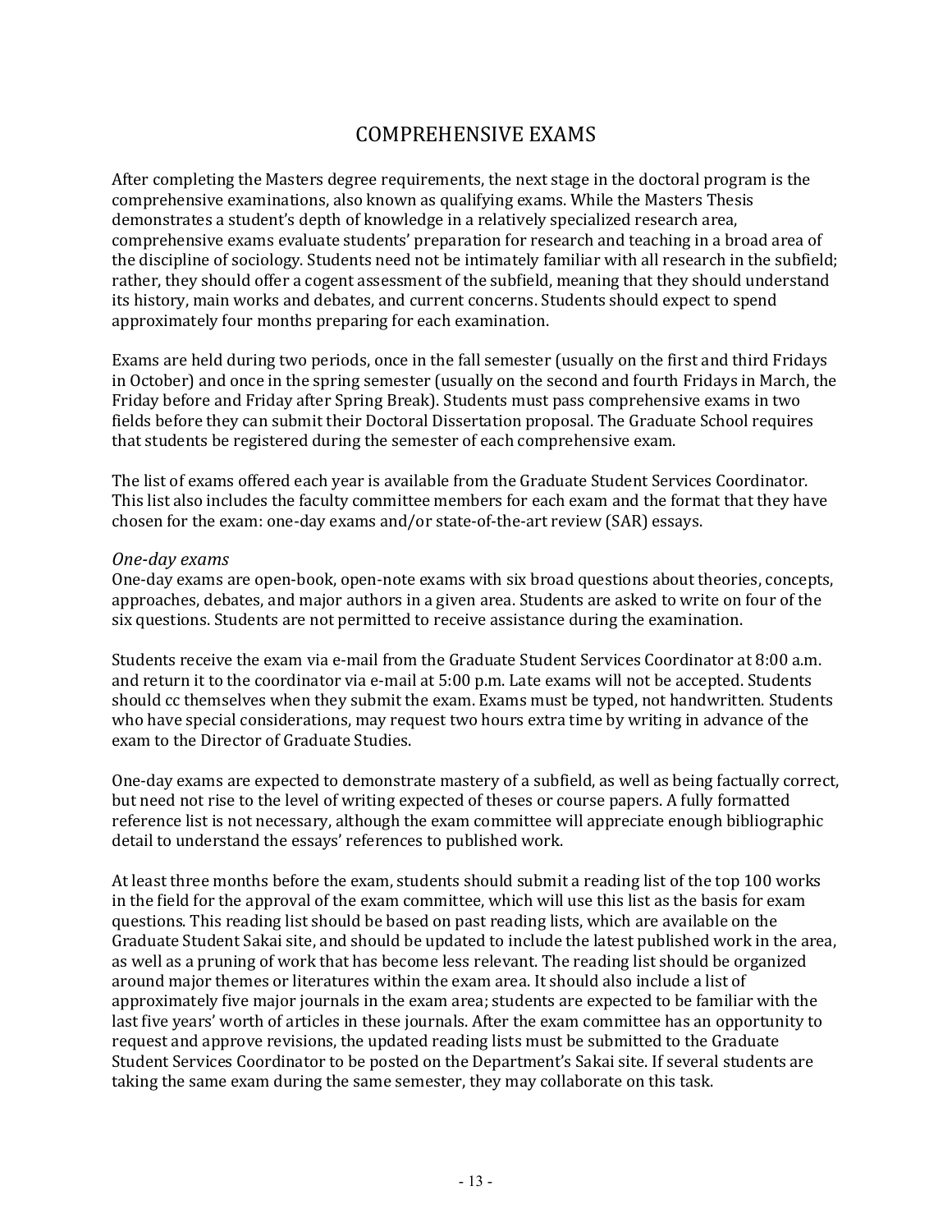# COMPREHENSIVE EXAMS

After completing the Masters degree requirements, the next stage in the doctoral program is the comprehensive examinations, also known as qualifying exams. While the Masters Thesis demonstrates a student's depth of knowledge in a relatively specialized research area, comprehensive exams evaluate students' preparation for research and teaching in a broad area of the discipline of sociology. Students need not be intimately familiar with all research in the subfield; rather, they should offer a cogent assessment of the subfield, meaning that they should understand its history, main works and debates, and current concerns. Students should expect to spend approximately four months preparing for each examination.

Exams are held during two periods, once in the fall semester (usually on the first and third Fridays in October) and once in the spring semester (usually on the second and fourth Fridays in March, the Friday before and Friday after Spring Break). Students must pass comprehensive exams in two fields before they can submit their Doctoral Dissertation proposal. The Graduate School requires that students be registered during the semester of each comprehensive exam.

The list of exams offered each year is available from the Graduate Student Services Coordinator. This list also includes the faculty committee members for each exam and the format that they have chosen for the exam: one-day exams and/or state-of-the-art review (SAR) essays.

*One-day exams*

One-day exams are open-book, open-note exams with six broad questions about theories, concepts, approaches, debates, and major authors in a given area. Students are asked to write on four of the six questions. Students are not permitted to receive assistance during the examination.

Students receive the exam via e-mail from the Graduate Student Services Coordinator at 8:00 a.m. and return it to the coordinator via e-mail at 5:00 p.m. Late exams will not be accepted. Students should cc themselves when they submit the exam. Exams must be typed, not handwritten. Students who have special considerations, may request two hours extra time by writing in advance of the exam to the Director of Graduate Studies.

One-day exams are expected to demonstrate mastery of a subfield, as well as being factually correct, but need not rise to the level of writing expected of theses or course papers. A fully formatted reference list is not necessary, although the exam committee will appreciate enough bibliographic detail to understand the essays' references to published work.

At least three months before the exam, students should submit a reading list of the top 100 works in the field for the approval of the exam committee, which will use this list as the basis for exam questions. This reading list should be based on past reading lists, which are available on the Graduate Student Sakai site, and should be updated to include the latest published work in the area, as well as a pruning of work that has become less relevant. The reading list should be organized around major themes or literatures within the exam area. It should also include a list of approximately five major journals in the exam area; students are expected to be familiar with the last five years' worth of articles in these journals. After the exam committee has an opportunity to request and approve revisions, the updated reading lists must be submitted to the Graduate Student Services Coordinator to be posted on the Department's Sakai site. If several students are taking the same exam during the same semester, they may collaborate on this task.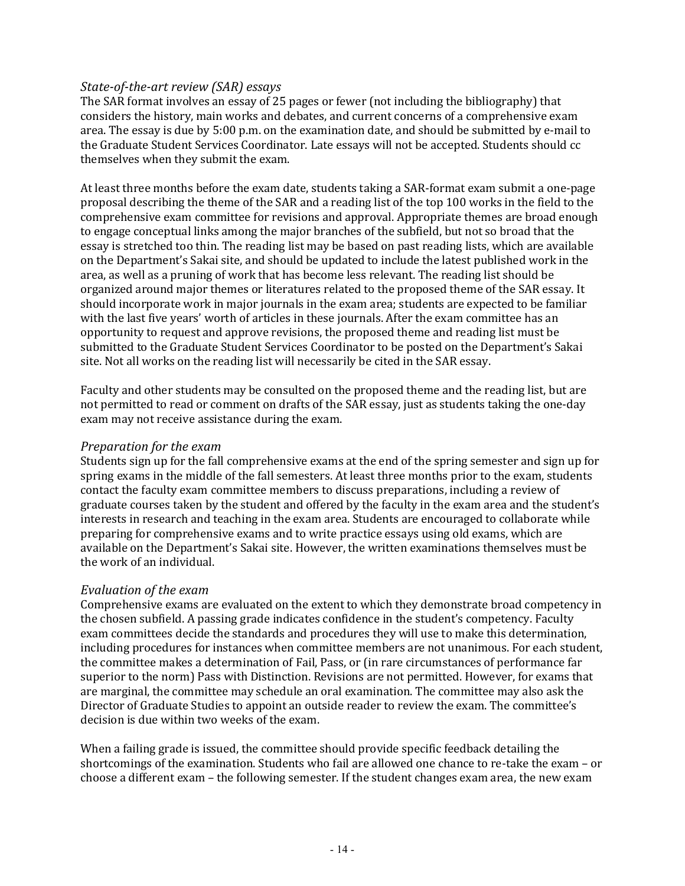### *State-of-the-art review (SAR) essays*

The SAR format involves an essay of 25 pages or fewer (not including the bibliography) that considers the history, main works and debates, and current concerns of a comprehensive exam area. The essay is due by 5:00 p.m. on the examination date, and should be submitted by e-mail to the Graduate Student Services Coordinator. Late essays will not be accepted. Students should cc themselves when they submit the exam.

At least three months before the exam date, students taking a SAR-format exam submit a one-page proposal describing the theme of the SAR and a reading list of the top 100 works in the field to the comprehensive exam committee for revisions and approval. Appropriate themes are broad enough to engage conceptual links among the major branches of the subfield, but not so broad that the essay is stretched too thin. The reading list may be based on past reading lists, which are available on the Department's Sakai site, and should be updated to include the latest published work in the area, as well as a pruning of work that has become less relevant. The reading list should be organized around major themes or literatures related to the proposed theme of the SAR essay. It should incorporate work in major journals in the exam area; students are expected to be familiar with the last five years' worth of articles in these journals. After the exam committee has an opportunity to request and approve revisions, the proposed theme and reading list must be submitted to the Graduate Student Services Coordinator to be posted on the Department's Sakai site. Not all works on the reading list will necessarily be cited in the SAR essay.

Faculty and other students may be consulted on the proposed theme and the reading list, but are not permitted to read or comment on drafts of the SAR essay, just as students taking the one-day exam may not receive assistance during the exam.

### *Preparation for the exam*

Students sign up for the fall comprehensive exams at the end of the spring semester and sign up for spring exams in the middle of the fall semesters. At least three months prior to the exam, students contact the faculty exam committee members to discuss preparations, including a review of graduate courses taken by the student and offered by the faculty in the exam area and the student's interests in research and teaching in the exam area. Students are encouraged to collaborate while preparing for comprehensive exams and to write practice essays using old exams, which are available on the Department's Sakai site. However, the written examinations themselves must be the work of an individual.

### *Evaluation of the exam*

Comprehensive exams are evaluated on the extent to which they demonstrate broad competency in the chosen subfield. A passing grade indicates confidence in the student's competency. Faculty exam committees decide the standards and procedures they will use to make this determination, including procedures for instances when committee members are not unanimous. For each student, the committee makes a determination of Fail, Pass, or (in rare circumstances of performance far superior to the norm) Pass with Distinction. Revisions are not permitted. However, for exams that are marginal, the committee may schedule an oral examination. The committee may also ask the Director of Graduate Studies to appoint an outside reader to review the exam. The committee's decision is due within two weeks of the exam.

When a failing grade is issued, the committee should provide specific feedback detailing the shortcomings of the examination. Students who fail are allowed one chance to re-take the exam – or choose a different exam – the following semester. If the student changes exam area, the new exam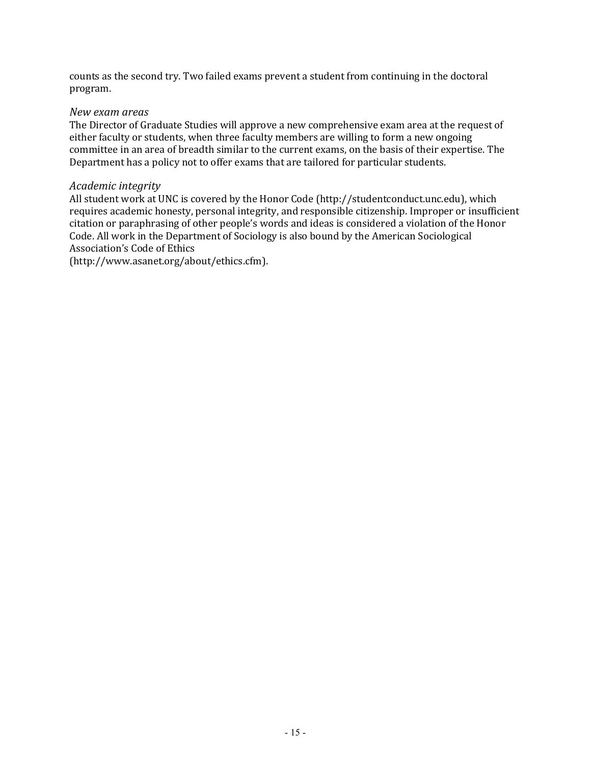counts as the second try. Two failed exams prevent a student from continuing in the doctoral program.

*New exam areas*

The Director of Graduate Studies will approve a new comprehensive exam area at the request of either faculty or students, when three faculty members are willing to form a new ongoing committee in an area of breadth similar to the current exams, on the basis of their expertise. The Department has a policy not to offer exams that are tailored for particular students.

*Academic integrity*

All student work at UNC is covered by the Honor Code (http://studentconduct.unc.edu), which requires academic honesty, personal integrity, and responsible citizenship. Improper or insufficient citation or paraphrasing of other people's words and ideas is considered a violation of the Honor Code. All work in the Department of Sociology is also bound by the American Sociological Association's Code of Ethics (http://www.asanet.org/about/ethics.cfm).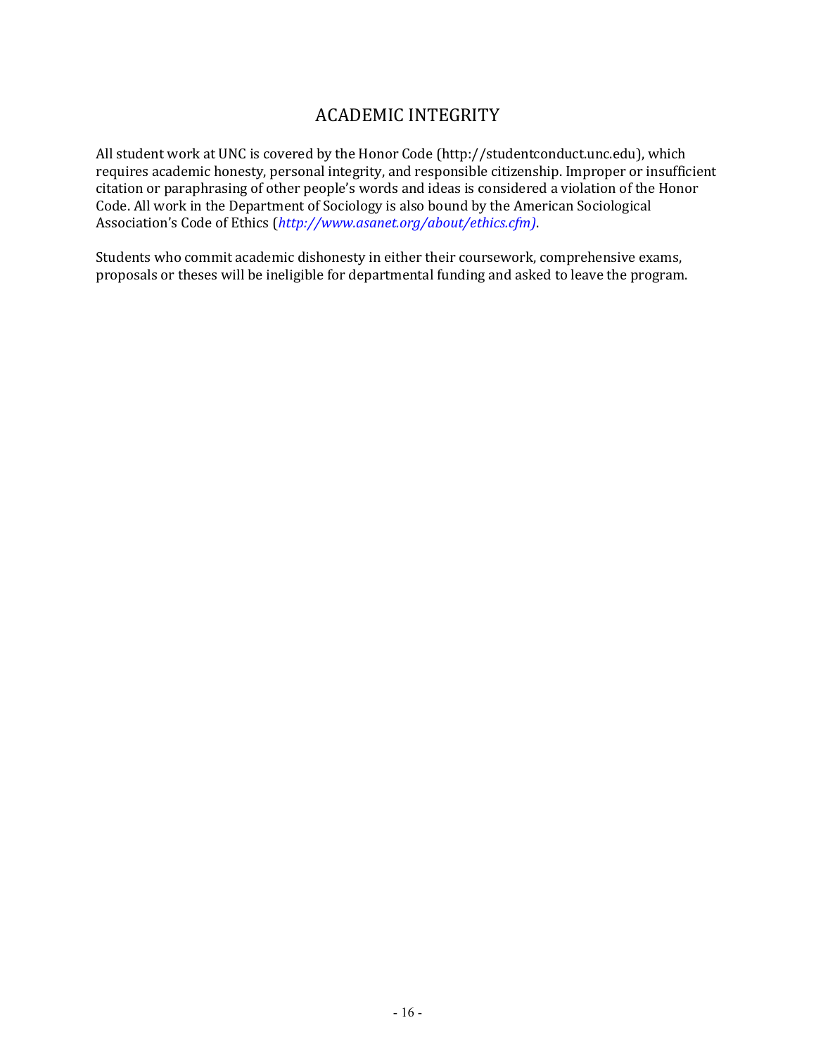# ACADEMIC INTEGRITY

All student work at UNC is covered by the Honor Code (http://studentconduct.unc.edu), which requires academic honesty, personal integrity, and responsible citizenship. Improper or insufficient citation or paraphrasing of other people's words and ideas is considered a violation of the Honor Code. All work in the Department of Sociology is also bound by the American Sociological Association's Code of Ethics (*http://www.asanet.org/about/ethics.cfm)*.

Students who commit academic dishonesty in either their coursework, comprehensive exams, proposals or theses will be ineligible for departmental funding and asked to leave the program.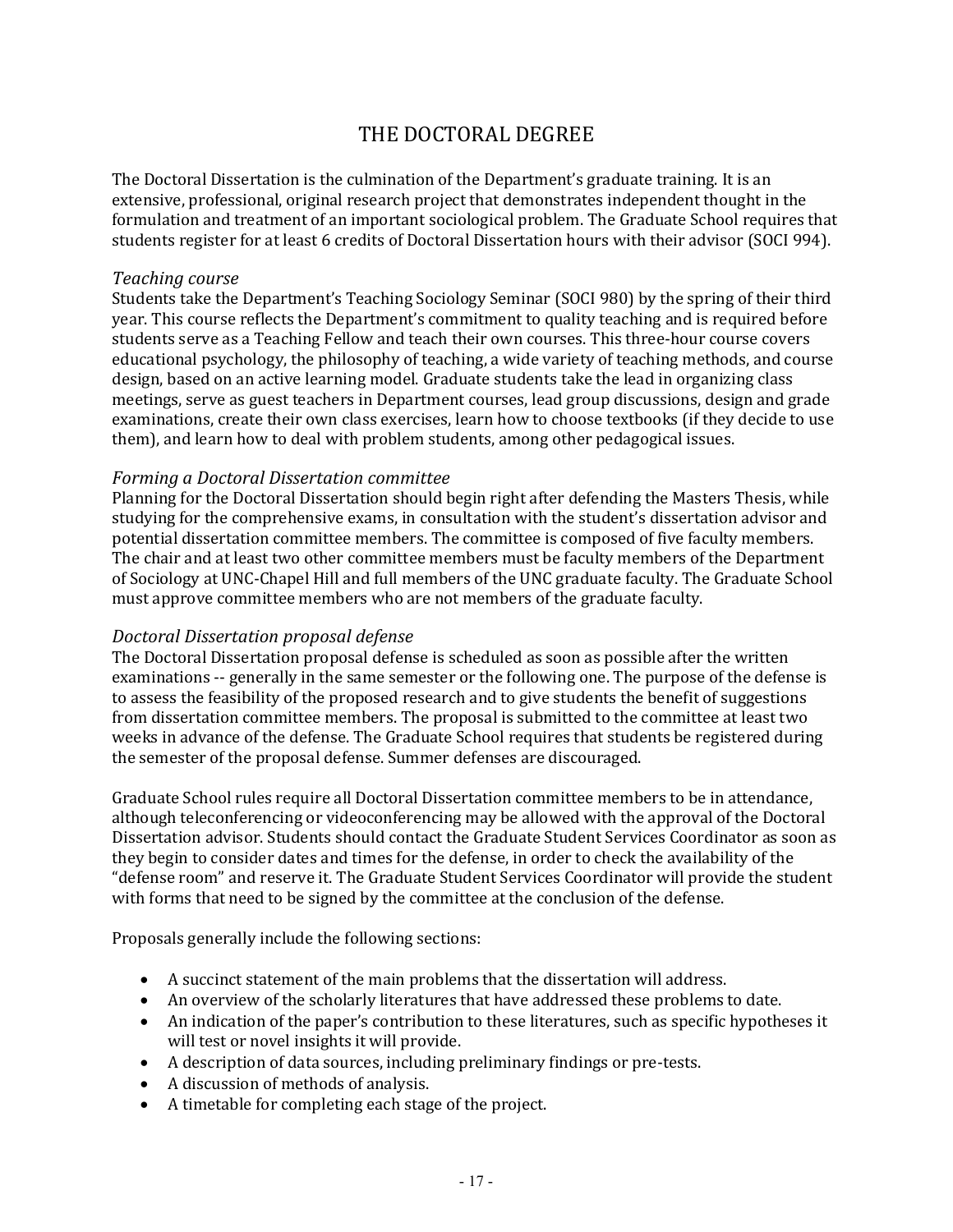# THE DOCTORAL DEGREE

The Doctoral Dissertation is the culmination of the Department's graduate training. It is an extensive, professional, original research project that demonstrates independent thought in the formulation and treatment of an important sociological problem. The Graduate School requires that students register for at least 6 credits of Doctoral Dissertation hours with their advisor (SOCI 994).

### *Teaching course*

Students take the Department's Teaching Sociology Seminar (SOCI 980) by the spring of their third year. This course reflects the Department's commitment to quality teaching and is required before students serve as a Teaching Fellow and teach their own courses. This three-hour course covers educational psychology, the philosophy of teaching, a wide variety of teaching methods, and course design, based on an active learning model. Graduate students take the lead in organizing class meetings, serve as guest teachers in Department courses, lead group discussions, design and grade examinations, create their own class exercises, learn how to choose textbooks (if they decide to use them), and learn how to deal with problem students, among other pedagogical issues.

### *Forming a Doctoral Dissertation committee*

Planning for the Doctoral Dissertation should begin right after defending the Masters Thesis, while studying for the comprehensive exams, in consultation with the student's dissertation advisor and potential dissertation committee members. The committee is composed of five faculty members. The chair and at least two other committee members must be faculty members of the Department of Sociology at UNC-Chapel Hill and full members of the UNC graduate faculty. The Graduate School must approve committee members who are not members of the graduate faculty.

### *Doctoral Dissertation proposal defense*

The Doctoral Dissertation proposal defense is scheduled as soon as possible after the written examinations -- generally in the same semester or the following one. The purpose of the defense is to assess the feasibility of the proposed research and to give students the benefit of suggestions from dissertation committee members. The proposal is submitted to the committee at least two weeks in advance of the defense. The Graduate School requires that students be registered during the semester of the proposal defense. Summer defenses are discouraged.

Graduate School rules require all Doctoral Dissertation committee members to be in attendance, although teleconferencing or videoconferencing may be allowed with the approval of the Doctoral Dissertation advisor. Students should contact the Graduate Student Services Coordinator as soon as they begin to consider dates and times for the defense, in order to check the availability of the "defense room" and reserve it. The Graduate Student Services Coordinator will provide the student with forms that need to be signed by the committee at the conclusion of the defense.

Proposals generally include the following sections:

- A succinct statement of the main problems that the dissertation will address.
- An overview of the scholarly literatures that have addressed these problems to date.
- An indication of the paper's contribution to these literatures, such as specific hypotheses it will test or novel insights it will provide.
- A description of data sources, including preliminary findings or pre-tests.
- A discussion of methods of analysis.
- A timetable for completing each stage of the project.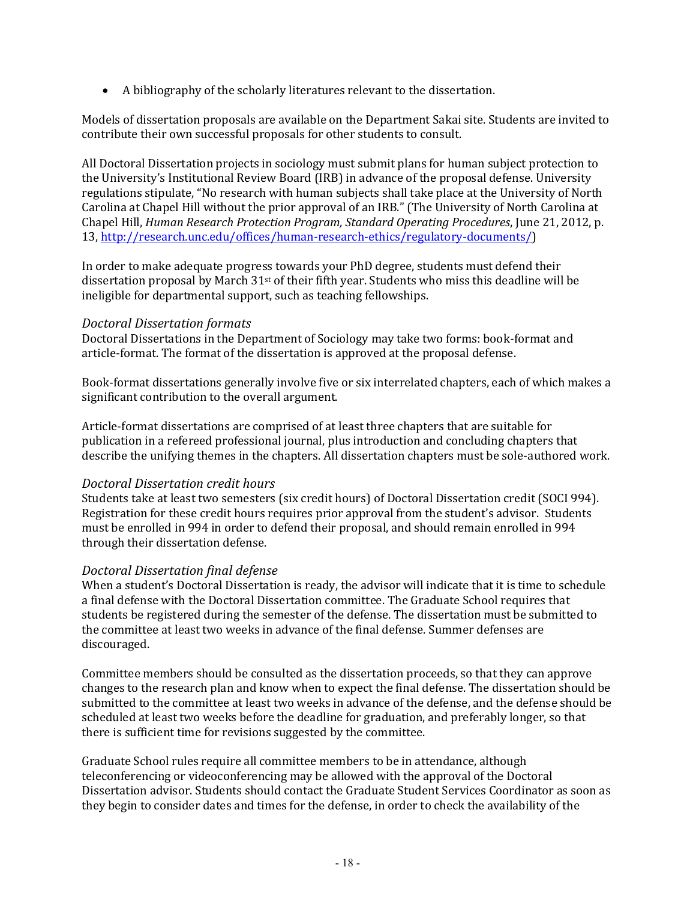- A bibliography of the scholarly literatures relevant to the dissertation.

Models of dissertation proposals are available on the Department Sakai site. Students are invited to contribute their own successful proposals for other students to consult.

All Doctoral Dissertation projects in sociology must submit plans for human subject protection to the University's Institutional Review Board (IRB) in advance of the proposal defense. University regulations stipulate, "No research with human subjects shall take place at the University of North Carolina at Chapel Hill without the prior approval of an IRB." (The University of North Carolina at Chapel Hill, *Human Research Protection Program, Standard Operating Procedures*, June 21, 2012, p. 13, [http://research.unc.edu/offices/human-research-ethics/regulatory-documents/](http://research.unc.edu/offices/human-research-ethics/regulatory-documents/))

In order to make adequate progress towards your PhD degree, students must defend their dissertation proposal by March 31st of their fifth year. Students who miss this deadline will be ineligible for departmental support, such as teaching fellowships.

### *Doctoral Dissertation formats*

Doctoral Dissertations in the Department of Sociology may take two forms: book-format and article-format. The format of the dissertation is approved at the proposal defense.

Book-format dissertations generally involve five or six interrelated chapters, each of which makes a significant contribution to the overall argument.

Article-format dissertations are comprised of at least three chapters that are suitable for publication in a refereed professional journal, plus introduction and concluding chapters that describe the unifying themes in the chapters. All dissertation chapters must be sole-authored work.

### *Doctoral Dissertation credit hours*

Students take at least two semesters (six credit hours) of Doctoral Dissertation credit (SOCI 994). Registration for these credit hours requires prior approval from the student's advisor. Students must be enrolled in 994 in order to defend their proposal, and should remain enrolled in 994 through their dissertation defense.

### *Doctoral Dissertation final defense*

When a student's Doctoral Dissertation is ready, the advisor will indicate that it is time to schedule a final defense with the Doctoral Dissertation committee. The Graduate School requires that students be registered during the semester of the defense. The dissertation must be submitted to the committee at least two weeks in advance of the final defense. Summer defenses are discouraged.

Committee members should be consulted as the dissertation proceeds, so that they can approve changes to the research plan and know when to expect the final defense. The dissertation should be submitted to the committee at least two weeks in advance of the defense, and the defense should be scheduled at least two weeks before the deadline for graduation, and preferably longer, so that there is sufficient time for revisions suggested by the committee.

Graduate School rules require all committee members to be in attendance, although teleconferencing or videoconferencing may be allowed with the approval of the Doctoral Dissertation advisor. Students should contact the Graduate Student Services Coordinator as soon as they begin to consider dates and times for the defense, in order to check the availability of the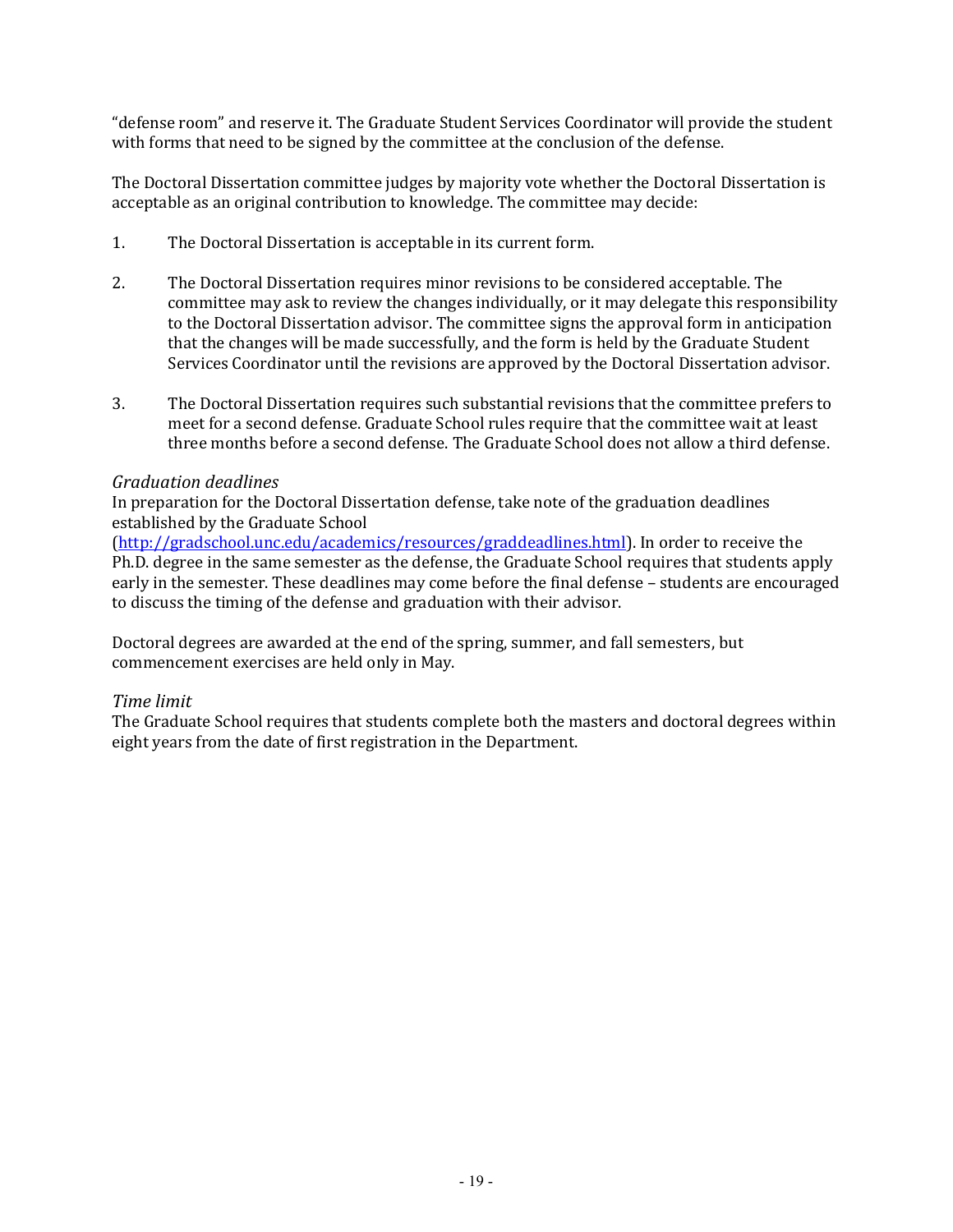"defense room" and reserve it. The Graduate Student Services Coordinator will provide the student with forms that need to be signed by the committee at the conclusion of the defense.

The Doctoral Dissertation committee judges by majority vote whether the Doctoral Dissertation is acceptable as an original contribution to knowledge. The committee may decide:

1. The Doctoral Dissertation is acceptable in its current form.

2. The Doctoral Dissertation requires minor revisions to be considered acceptable. The committee may ask to review the changes individually, or it may delegate this responsibility to the Doctoral Dissertation advisor. The committee signs the approval form in anticipation that the changes will be made successfully, and the form is held by the Graduate Student Services Coordinator until the revisions are approved by the Doctoral Dissertation advisor.

3. The Doctoral Dissertation requires such substantial revisions that the committee prefers to meet for a second defense. Graduate School rules require that the committee wait at least three months before a second defense. The Graduate School does not allow a third defense.

*Graduation deadlines*

In preparation for the Doctoral Dissertation defense, take note of the graduation deadlines established by the Graduate School (http://gradschool.unc.edu/academics/resources/graddeadlines.html). In order to receive the Ph.D. degree in the same semester as the defense, the Graduate School requires that students apply early in the semester. These deadlines may come before the final defense – students are encouraged to discuss the timing of the defense and graduation with their advisor.

Doctoral degrees are awarded at the end of the spring, summer, and fall semesters, but commencement exercises are held only in May.

*Time limit*

The Graduate School requires that students complete both the masters and doctoral degrees within eight years from the date of first registration in the Department.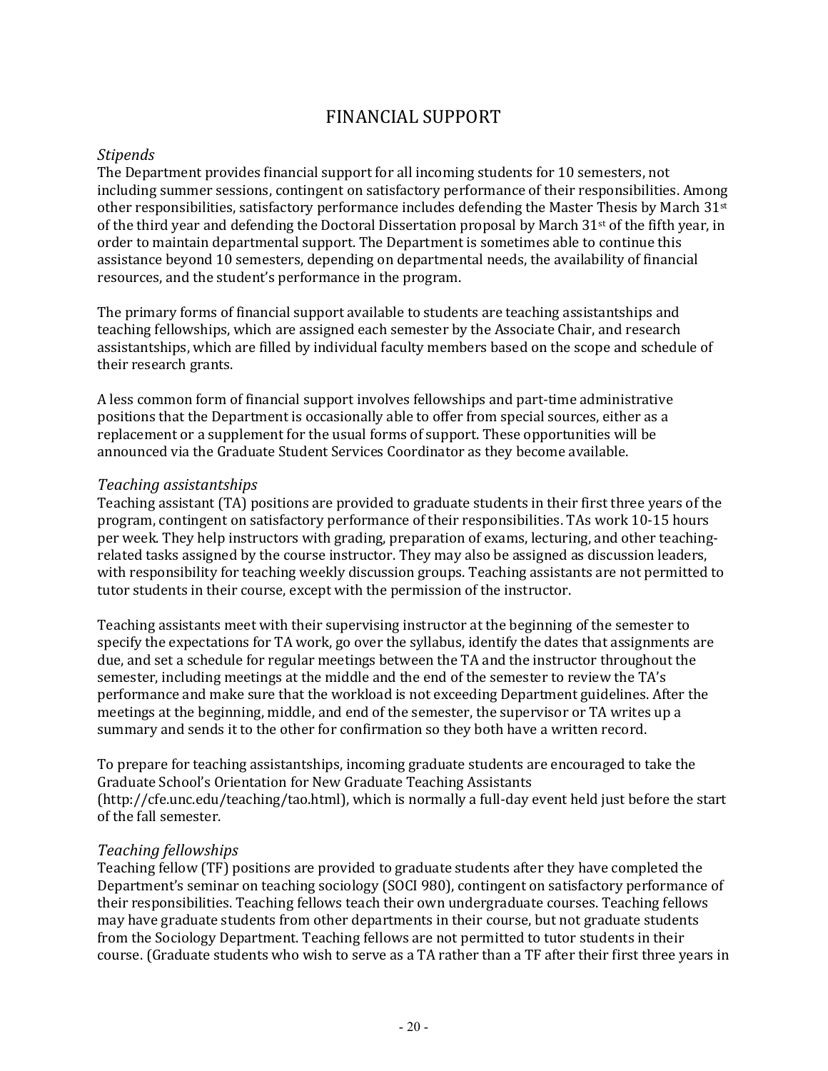# FINANCIAL SUPPORT

## *Stipends*

The Department provides financial support for all incoming students for 10 semesters, not including summer sessions, contingent on satisfactory performance of their responsibilities. Among other responsibilities, satisfactory performance includes defending the Master Thesis by March 31st of the third year and defending the Doctoral Dissertation proposal by March 31st of the fifth year, in order to maintain departmental support. The Department is sometimes able to continue this assistance beyond 10 semesters, depending on departmental needs, the availability of financial resources, and the student's performance in the program.

The primary forms of financial support available to students are teaching assistantships and teaching fellowships, which are assigned each semester by the Associate Chair, and research assistantships, which are filled by individual faculty members based on the scope and schedule of their research grants.

A less common form of financial support involves fellowships and part-time administrative positions that the Department is occasionally able to offer from special sources, either as a replacement or a supplement for the usual forms of support. These opportunities will be announced via the Graduate Student Services Coordinator as they become available.

## *Teaching assistantships*

Teaching assistant (TA) positions are provided to graduate students in their first three years of the program, contingent on satisfactory performance of their responsibilities. TAs work 10-15 hours per week. They help instructors with grading, preparation of exams, lecturing, and other teaching-related tasks assigned by the course instructor. They may also be assigned as discussion leaders, with responsibility for teaching weekly discussion groups. Teaching assistants are not permitted to tutor students in their course, except with the permission of the instructor.

Teaching assistants meet with their supervising instructor at the beginning of the semester to specify the expectations for TA work, go over the syllabus, identify the dates that assignments are due, and set a schedule for regular meetings between the TA and the instructor throughout the semester, including meetings at the middle and the end of the semester to review the TA's performance and make sure that the workload is not exceeding Department guidelines. After the meetings at the beginning, middle, and end of the semester, the supervisor or TA writes up a summary and sends it to the other for confirmation so they both have a written record.

To prepare for teaching assistantships, incoming graduate students are encouraged to take the Graduate School's Orientation for New Graduate Teaching Assistants (http://cfe.unc.edu/teaching/tao.html), which is normally a full-day event held just before the start of the fall semester.

## *Teaching fellowships*

Teaching fellow (TF) positions are provided to graduate students after they have completed the Department's seminar on teaching sociology (SOCI 980), contingent on satisfactory performance of their responsibilities. Teaching fellows teach their own undergraduate courses. Teaching fellows may have graduate students from other departments in their course, but not graduate students from the Sociology Department. Teaching fellows are not permitted to tutor students in their course. (Graduate students who wish to serve as a TA rather than a TF after their first three years in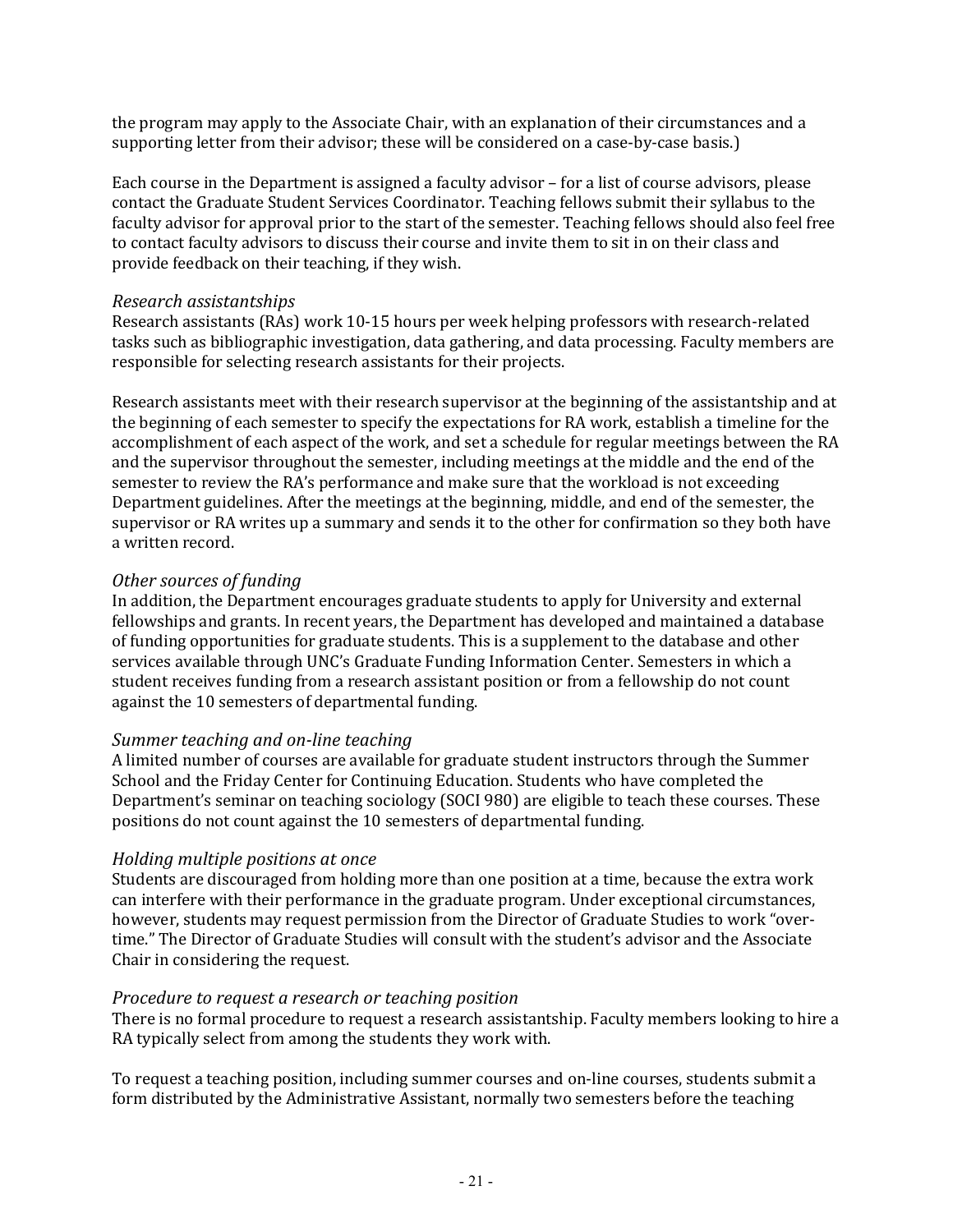the program may apply to the Associate Chair, with an explanation of their circumstances and a supporting letter from their advisor; these will be considered on a case-by-case basis.)

Each course in the Department is assigned a faculty advisor – for a list of course advisors, please contact the Graduate Student Services Coordinator. Teaching fellows submit their syllabus to the faculty advisor for approval prior to the start of the semester. Teaching fellows should also feel free to contact faculty advisors to discuss their course and invite them to sit in on their class and provide feedback on their teaching, if they wish.

*Research assistantships*

Research assistants (RAs) work 10-15 hours per week helping professors with research-related tasks such as bibliographic investigation, data gathering, and data processing. Faculty members are responsible for selecting research assistants for their projects.

Research assistants meet with their research supervisor at the beginning of the assistantship and at the beginning of each semester to specify the expectations for RA work, establish a timeline for the accomplishment of each aspect of the work, and set a schedule for regular meetings between the RA and the supervisor throughout the semester, including meetings at the middle and the end of the semester to review the RA's performance and make sure that the workload is not exceeding Department guidelines. After the meetings at the beginning, middle, and end of the semester, the supervisor or RA writes up a summary and sends it to the other for confirmation so they both have a written record.

*Other sources of funding*

In addition, the Department encourages graduate students to apply for University and external fellowships and grants. In recent years, the Department has developed and maintained a database of funding opportunities for graduate students. This is a supplement to the database and other services available through UNC's Graduate Funding Information Center. Semesters in which a student receives funding from a research assistant position or from a fellowship do not count against the 10 semesters of departmental funding.

*Summer teaching and on-line teaching*

A limited number of courses are available for graduate student instructors through the Summer School and the Friday Center for Continuing Education. Students who have completed the Department's seminar on teaching sociology (SOCI 980) are eligible to teach these courses. These positions do not count against the 10 semesters of departmental funding.

*Holding multiple positions at once*

Students are discouraged from holding more than one position at a time, because the extra work can interfere with their performance in the graduate program. Under exceptional circumstances, however, students may request permission from the Director of Graduate Studies to work "over-time." The Director of Graduate Studies will consult with the student's advisor and the Associate Chair in considering the request.

*Procedure to request a research or teaching position*

There is no formal procedure to request a research assistantship. Faculty members looking to hire a RA typically select from among the students they work with.

To request a teaching position, including summer courses and on-line courses, students submit a form distributed by the Administrative Assistant, normally two semesters before the teaching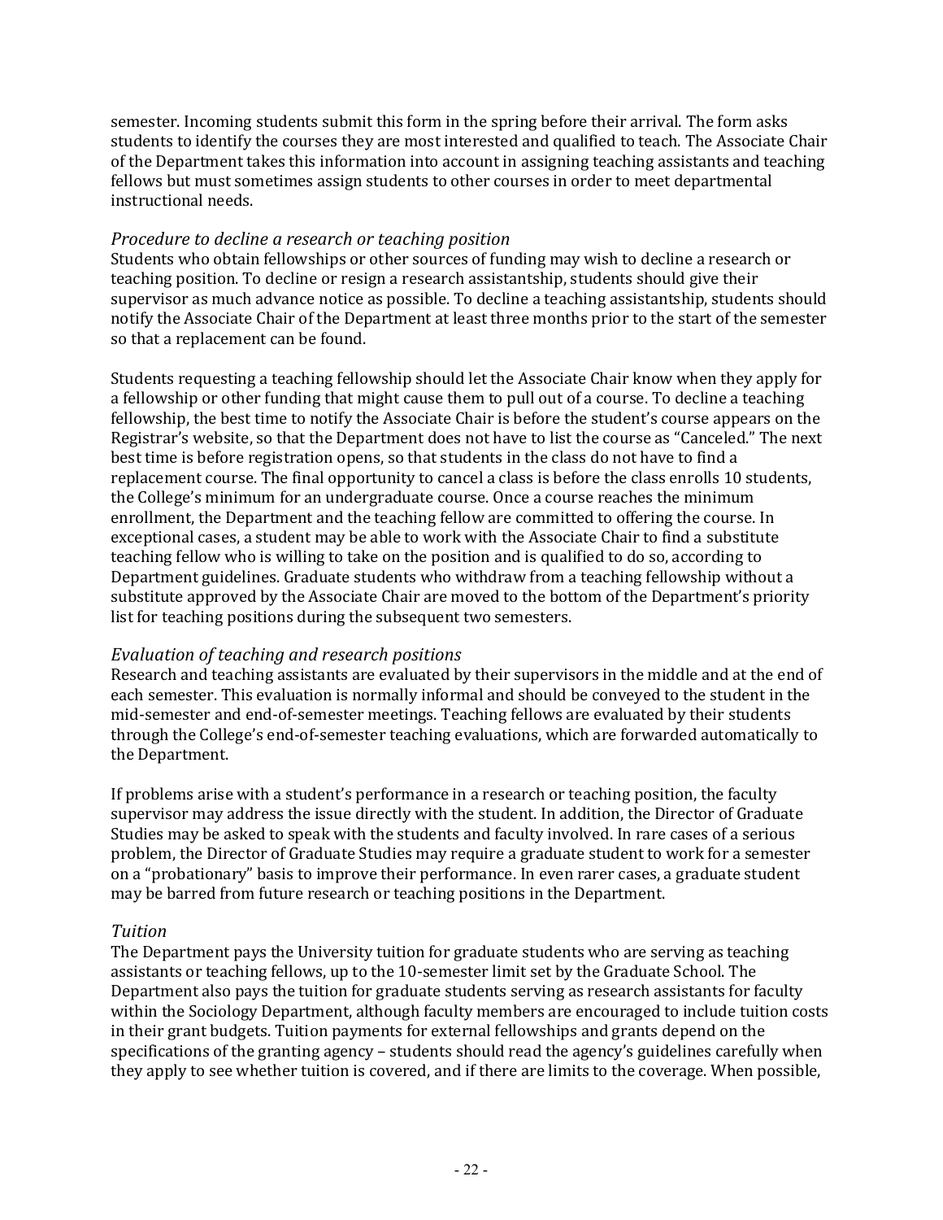semester. Incoming students submit this form in the spring before their arrival. The form asks students to identify the courses they are most interested and qualified to teach. The Associate Chair of the Department takes this information into account in assigning teaching assistants and teaching fellows but must sometimes assign students to other courses in order to meet departmental instructional needs.

### *Procedure to decline a research or teaching position*

Students who obtain fellowships or other sources of funding may wish to decline a research or teaching position. To decline or resign a research assistantship, students should give their supervisor as much advance notice as possible. To decline a teaching assistantship, students should notify the Associate Chair of the Department at least three months prior to the start of the semester so that a replacement can be found.

Students requesting a teaching fellowship should let the Associate Chair know when they apply for a fellowship or other funding that might cause them to pull out of a course. To decline a teaching fellowship, the best time to notify the Associate Chair is before the student's course appears on the Registrar's website, so that the Department does not have to list the course as "Canceled." The next best time is before registration opens, so that students in the class do not have to find a replacement course. The final opportunity to cancel a class is before the class enrolls 10 students, the College's minimum for an undergraduate course. Once a course reaches the minimum enrollment, the Department and the teaching fellow are committed to offering the course. In exceptional cases, a student may be able to work with the Associate Chair to find a substitute teaching fellow who is willing to take on the position and is qualified to do so, according to Department guidelines. Graduate students who withdraw from a teaching fellowship without a substitute approved by the Associate Chair are moved to the bottom of the Department's priority list for teaching positions during the subsequent two semesters.

### *Evaluation of teaching and research positions*

Research and teaching assistants are evaluated by their supervisors in the middle and at the end of each semester. This evaluation is normally informal and should be conveyed to the student in the mid-semester and end-of-semester meetings. Teaching fellows are evaluated by their students through the College's end-of-semester teaching evaluations, which are forwarded automatically to the Department.

If problems arise with a student's performance in a research or teaching position, the faculty supervisor may address the issue directly with the student. In addition, the Director of Graduate Studies may be asked to speak with the students and faculty involved. In rare cases of a serious problem, the Director of Graduate Studies may require a graduate student to work for a semester on a "probationary" basis to improve their performance. In even rarer cases, a graduate student may be barred from future research or teaching positions in the Department.

### *Tuition*

The Department pays the University tuition for graduate students who are serving as teaching assistants or teaching fellows, up to the 10-semester limit set by the Graduate School. The Department also pays the tuition for graduate students serving as research assistants for faculty within the Sociology Department, although faculty members are encouraged to include tuition costs in their grant budgets. Tuition payments for external fellowships and grants depend on the specifications of the granting agency – students should read the agency's guidelines carefully when they apply to see whether tuition is covered, and if there are limits to the coverage. When possible,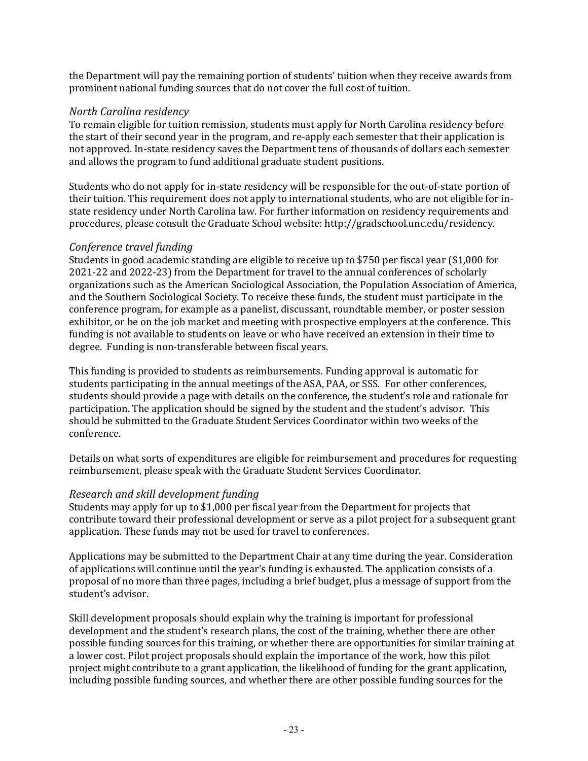the Department will pay the remaining portion of students' tuition when they receive awards from prominent national funding sources that do not cover the full cost of tuition.

### *North Carolina residency*

To remain eligible for tuition remission, students must apply for North Carolina residency before the start of their second year in the program, and re-apply each semester that their application is not approved. In-state residency saves the Department tens of thousands of dollars each semester and allows the program to fund additional graduate student positions.

Students who do not apply for in-state residency will be responsible for the out-of-state portion of their tuition. This requirement does not apply to international students, who are not eligible for in-state residency under North Carolina law. For further information on residency requirements and procedures, please consult the Graduate School website: http://gradschool.unc.edu/residency.

### *Conference travel funding*

Students in good academic standing are eligible to receive up to $750 per fiscal year ($1,000 for 2021-22 and 2022-23) from the Department for travel to the annual conferences of scholarly organizations such as the American Sociological Association, the Population Association of America, and the Southern Sociological Society. To receive these funds, the student must participate in the conference program, for example as a panelist, discussant, roundtable member, or poster session exhibitor, or be on the job market and meeting with prospective employers at the conference. This funding is not available to students on leave or who have received an extension in their time to degree. Funding is non-transferable between fiscal years.

This funding is provided to students as reimbursements. Funding approval is automatic for students participating in the annual meetings of the ASA, PAA, or SSS. For other conferences, students should provide a page with details on the conference, the student's role and rationale for participation. The application should be signed by the student and the student's advisor. This should be submitted to the Graduate Student Services Coordinator within two weeks of the conference.

Details on what sorts of expenditures are eligible for reimbursement and procedures for requesting reimbursement, please speak with the Graduate Student Services Coordinator.

### *Research and skill development funding*

Students may apply for up to $1,000 per fiscal year from the Department for projects that contribute toward their professional development or serve as a pilot project for a subsequent grant application. These funds may not be used for travel to conferences.

Applications may be submitted to the Department Chair at any time during the year. Consideration of applications will continue until the year's funding is exhausted. The application consists of a proposal of no more than three pages, including a brief budget, plus a message of support from the student's advisor.

Skill development proposals should explain why the training is important for professional development and the student's research plans, the cost of the training, whether there are other possible funding sources for this training, or whether there are opportunities for similar training at a lower cost. Pilot project proposals should explain the importance of the work, how this pilot project might contribute to a grant application, the likelihood of funding for the grant application, including possible funding sources, and whether there are other possible funding sources for the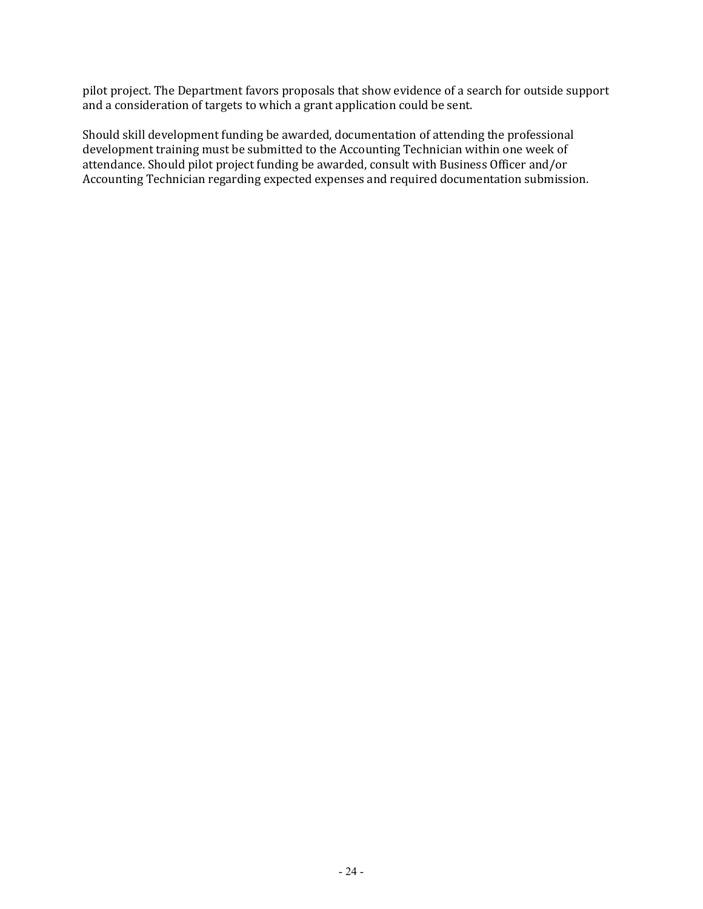pilot project. The Department favors proposals that show evidence of a search for outside support and a consideration of targets to which a grant application could be sent.

Should skill development funding be awarded, documentation of attending the professional development training must be submitted to the Accounting Technician within one week of attendance. Should pilot project funding be awarded, consult with Business Officer and/or Accounting Technician regarding expected expenses and required documentation submission.